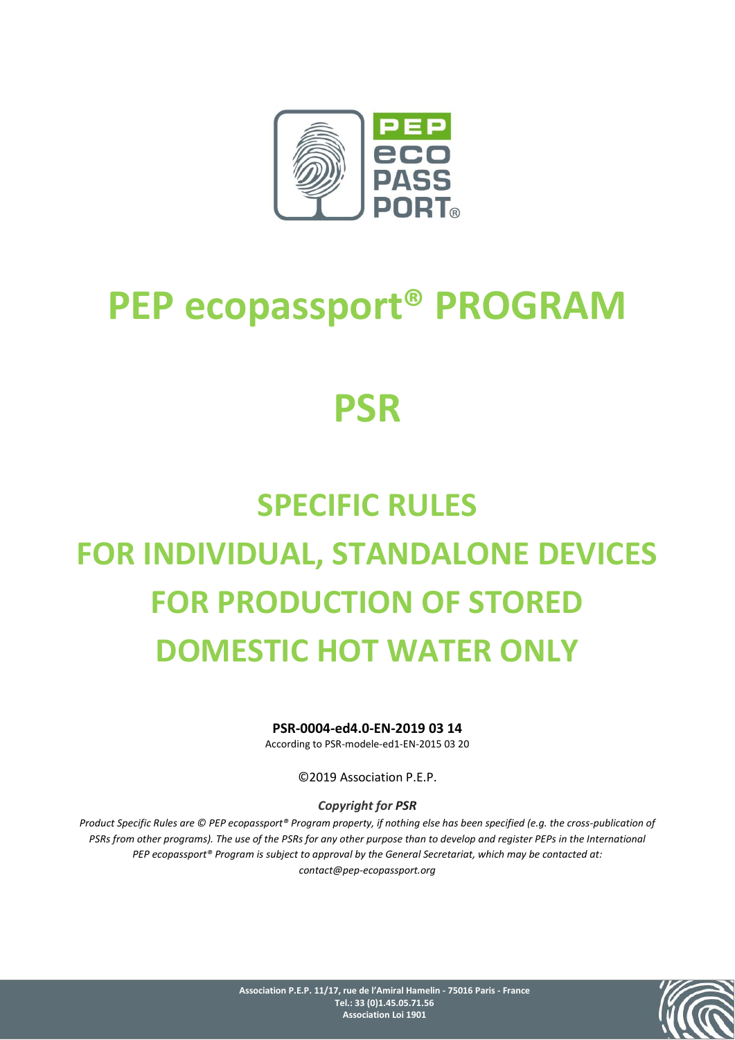# PEP ecopassport® PROGRAM

# PSR

# SPECIFIC RULES FOR INDIVIDUAL, STANDALONE DEVICES FOR PRODUCTION OF STORED DOMESTIC HOT WATER ONLY

**PSR-0004-ed4.0-EN-2019 03 14**

According to PSR-modele-ed1-EN-2015 03 20

©2019 Association P.E.P.

***Copyright for PSR***

*Product Specific Rules are © PEP ecopassport® Program property, if nothing else has been specified (e.g. the cross-publication of PSRs from other programs). The use of the PSRs for any other purpose than to develop and register PEPs in the International PEP ecopassport® Program is subject to approval by the General Secretariat, which may be contacted at: contact@pep-ecopassport.org*

**Association P.E.P. 11/17, rue de l'Amiral Hamelin - 75016 Paris - France**
**Tel.: 33 (0)1.45.05.71.56**
**Association Loi 1901**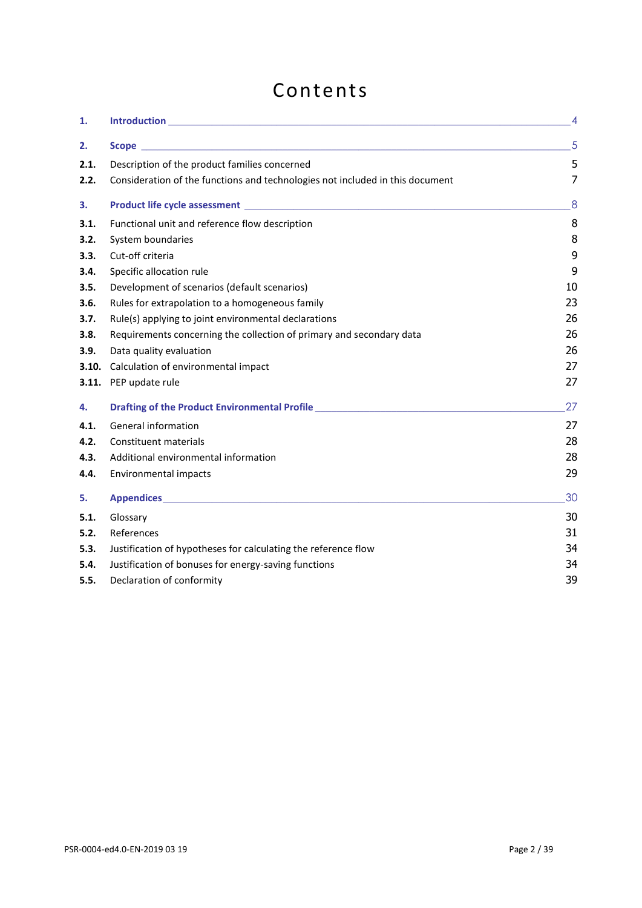# Contents

| | | |
|---|---|---|
| **1.** | **Introduction** | 4 |
| **2.** | **Scope** | 5 |
| **2.1.** | Description of the product families concerned | 5 |
| **2.2.** | Consideration of the functions and technologies not included in this document | 7 |
| **3.** | **Product life cycle assessment** | 8 |
| **3.1.** | Functional unit and reference flow description | 8 |
| **3.2.** | System boundaries | 8 |
| **3.3.** | Cut-off criteria | 9 |
| **3.4.** | Specific allocation rule | 9 |
| **3.5.** | Development of scenarios (default scenarios) | 10 |
| **3.6.** | Rules for extrapolation to a homogeneous family | 23 |
| **3.7.** | Rule(s) applying to joint environmental declarations | 26 |
| **3.8.** | Requirements concerning the collection of primary and secondary data | 26 |
| **3.9.** | Data quality evaluation | 26 |
| **3.10.** | Calculation of environmental impact | 27 |
| **3.11.** | PEP update rule | 27 |
| **4.** | **Drafting of the Product Environmental Profile** | 27 |
| **4.1.** | General information | 27 |
| **4.2.** | Constituent materials | 28 |
| **4.3.** | Additional environmental information | 28 |
| **4.4.** | Environmental impacts | 29 |
| **5.** | **Appendices** | 30 |
| **5.1.** | Glossary | 30 |
| **5.2.** | References | 31 |
| **5.3.** | Justification of hypotheses for calculating the reference flow | 34 |
| **5.4.** | Justification of bonuses for energy-saving functions | 34 |
| **5.5.** | Declaration of conformity | 39 |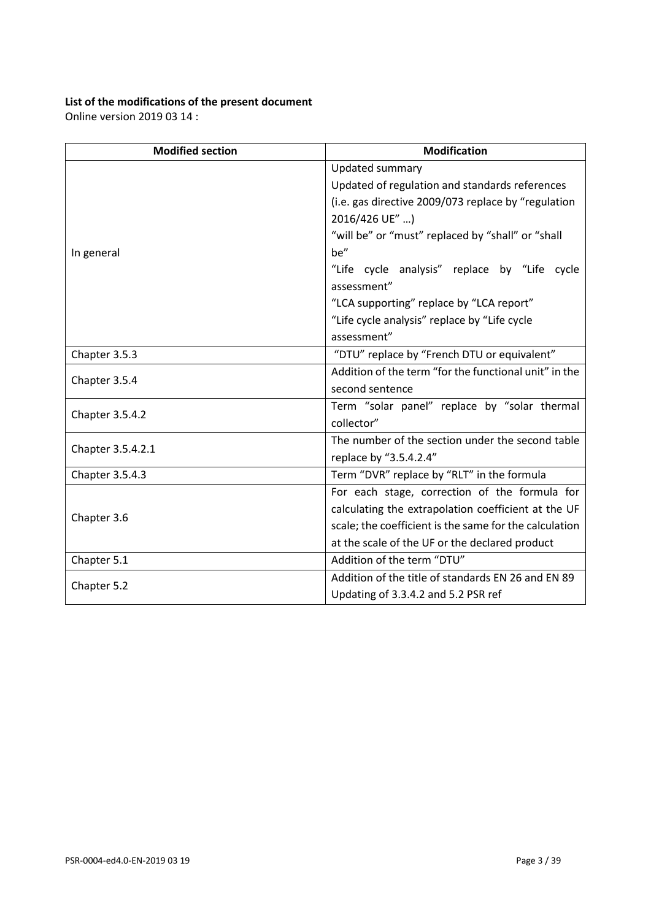**List of the modifications of the present document**

Online version 2019 03 14 :

| Modified section | Modification |
| --- | --- |
| In general | Updated summary<br>Updated of regulation and standards references (i.e. gas directive 2009/073 replace by "regulation 2016/426 UE" …)<br>"will be" or "must" replaced by "shall" or "shall be"<br>"Life cycle analysis" replace by "Life cycle assessment"<br>"LCA supporting" replace by "LCA report"<br>"Life cycle analysis" replace by "Life cycle assessment" |
| Chapter 3.5.3 | "DTU" replace by "French DTU or equivalent" |
| Chapter 3.5.4 | Addition of the term "for the functional unit" in the second sentence |
| Chapter 3.5.4.2 | Term "solar panel" replace by "solar thermal collector" |
| Chapter 3.5.4.2.1 | The number of the section under the second table replace by "3.5.4.2.4" |
| Chapter 3.5.4.3 | Term "DVR" replace by "RLT" in the formula |
| Chapter 3.6 | For each stage, correction of the formula for calculating the extrapolation coefficient at the UF scale; the coefficient is the same for the calculation at the scale of the UF or the declared product |
| Chapter 5.1 | Addition of the term "DTU" |
| Chapter 5.2 | Addition of the title of standards EN 26 and EN 89<br>Updating of 3.3.4.2 and 5.2 PSR ref |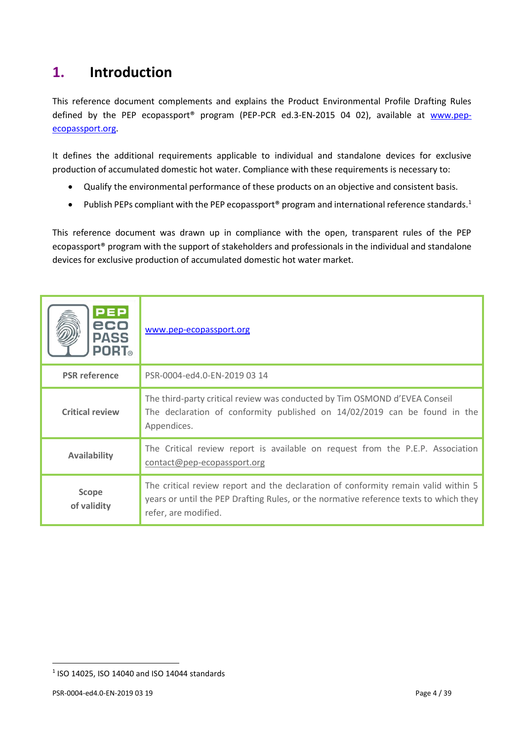# 1. Introduction

This reference document complements and explains the Product Environmental Profile Drafting Rules defined by the PEP ecopassport® program (PEP-PCR ed.3-EN-2015 04 02), available at www.pep-ecopassport.org.

It defines the additional requirements applicable to individual and standalone devices for exclusive production of accumulated domestic hot water. Compliance with these requirements is necessary to:

- Qualify the environmental performance of these products on an objective and consistent basis.
- Publish PEPs compliant with the PEP ecopassport® program and international reference standards.[1]

This reference document was drawn up in compliance with the open, transparent rules of the PEP ecopassport® program with the support of stakeholders and professionals in the individual and standalone devices for exclusive production of accumulated domestic hot water market.

| PEP eco PASS PORT® | www.pep-ecopassport.org |
|---|---|
| **PSR reference** | PSR-0004-ed4.0-EN-2019 03 14 |
| **Critical review** | The third-party critical review was conducted by Tim OSMOND d'EVEA Conseil<br>The declaration of conformity published on 14/02/2019 can be found in the Appendices. |
| **Availability** | The Critical review report is available on request from the P.E.P. Association contact@pep-ecopassport.org |
| **Scope of validity** | The critical review report and the declaration of conformity remain valid within 5 years or until the PEP Drafting Rules, or the normative reference texts to which they refer, are modified. |

[1] ISO 14025, ISO 14040 and ISO 14044 standards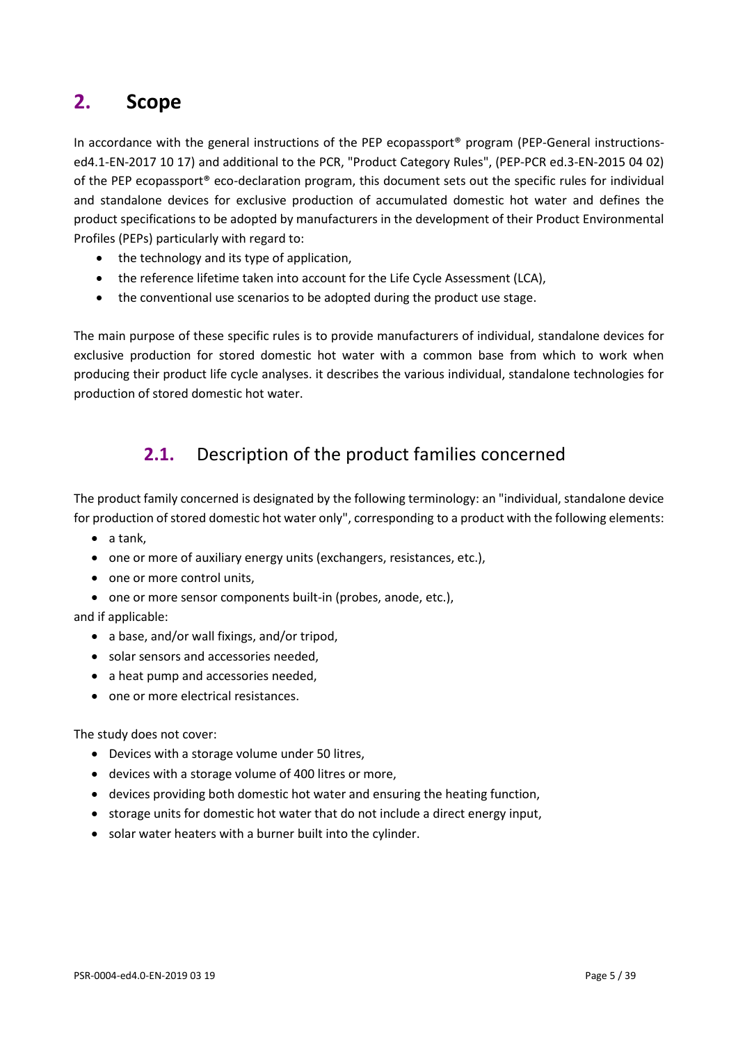# 2. Scope

In accordance with the general instructions of the PEP ecopassport® program (PEP-General instructions-ed4.1-EN-2017 10 17) and additional to the PCR, "Product Category Rules", (PEP-PCR ed.3-EN-2015 04 02) of the PEP ecopassport® eco-declaration program, this document sets out the specific rules for individual and standalone devices for exclusive production of accumulated domestic hot water and defines the product specifications to be adopted by manufacturers in the development of their Product Environmental Profiles (PEPs) particularly with regard to:

- the technology and its type of application,
- the reference lifetime taken into account for the Life Cycle Assessment (LCA),
- the conventional use scenarios to be adopted during the product use stage.

The main purpose of these specific rules is to provide manufacturers of individual, standalone devices for exclusive production for stored domestic hot water with a common base from which to work when producing their product life cycle analyses. it describes the various individual, standalone technologies for production of stored domestic hot water.

## 2.1. Description of the product families concerned

The product family concerned is designated by the following terminology: an "individual, standalone device for production of stored domestic hot water only", corresponding to a product with the following elements:

- a tank,
- one or more of auxiliary energy units (exchangers, resistances, etc.),
- one or more control units,
- one or more sensor components built-in (probes, anode, etc.),

and if applicable:

- a base, and/or wall fixings, and/or tripod,
- solar sensors and accessories needed,
- a heat pump and accessories needed,
- one or more electrical resistances.

The study does not cover:

- Devices with a storage volume under 50 litres,
- devices with a storage volume of 400 litres or more,
- devices providing both domestic hot water and ensuring the heating function,
- storage units for domestic hot water that do not include a direct energy input,
- solar water heaters with a burner built into the cylinder.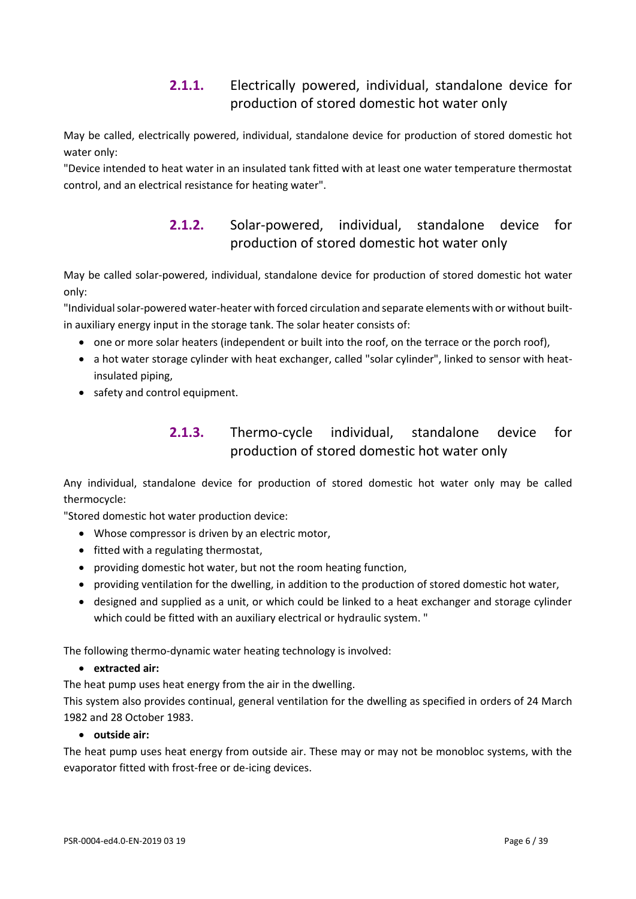### 2.1.1. Electrically powered, individual, standalone device for production of stored domestic hot water only

May be called, electrically powered, individual, standalone device for production of stored domestic hot water only:

"Device intended to heat water in an insulated tank fitted with at least one water temperature thermostat control, and an electrical resistance for heating water".

### 2.1.2. Solar-powered, individual, standalone device for production of stored domestic hot water only

May be called solar-powered, individual, standalone device for production of stored domestic hot water only:

"Individual solar-powered water-heater with forced circulation and separate elements with or without built-in auxiliary energy input in the storage tank. The solar heater consists of:

- one or more solar heaters (independent or built into the roof, on the terrace or the porch roof),
- a hot water storage cylinder with heat exchanger, called "solar cylinder", linked to sensor with heat-insulated piping,
- safety and control equipment.

### 2.1.3. Thermo-cycle individual, standalone device for production of stored domestic hot water only

Any individual, standalone device for production of stored domestic hot water only may be called thermocycle:

"Stored domestic hot water production device:

- Whose compressor is driven by an electric motor,
- fitted with a regulating thermostat,
- providing domestic hot water, but not the room heating function,
- providing ventilation for the dwelling, in addition to the production of stored domestic hot water,
- designed and supplied as a unit, or which could be linked to a heat exchanger and storage cylinder which could be fitted with an auxiliary electrical or hydraulic system. "

The following thermo-dynamic water heating technology is involved:

- **extracted air:**

The heat pump uses heat energy from the air in the dwelling.
This system also provides continual, general ventilation for the dwelling as specified in orders of 24 March 1982 and 28 October 1983.

- **outside air:**

The heat pump uses heat energy from outside air. These may or may not be monobloc systems, with the evaporator fitted with frost-free or de-icing devices.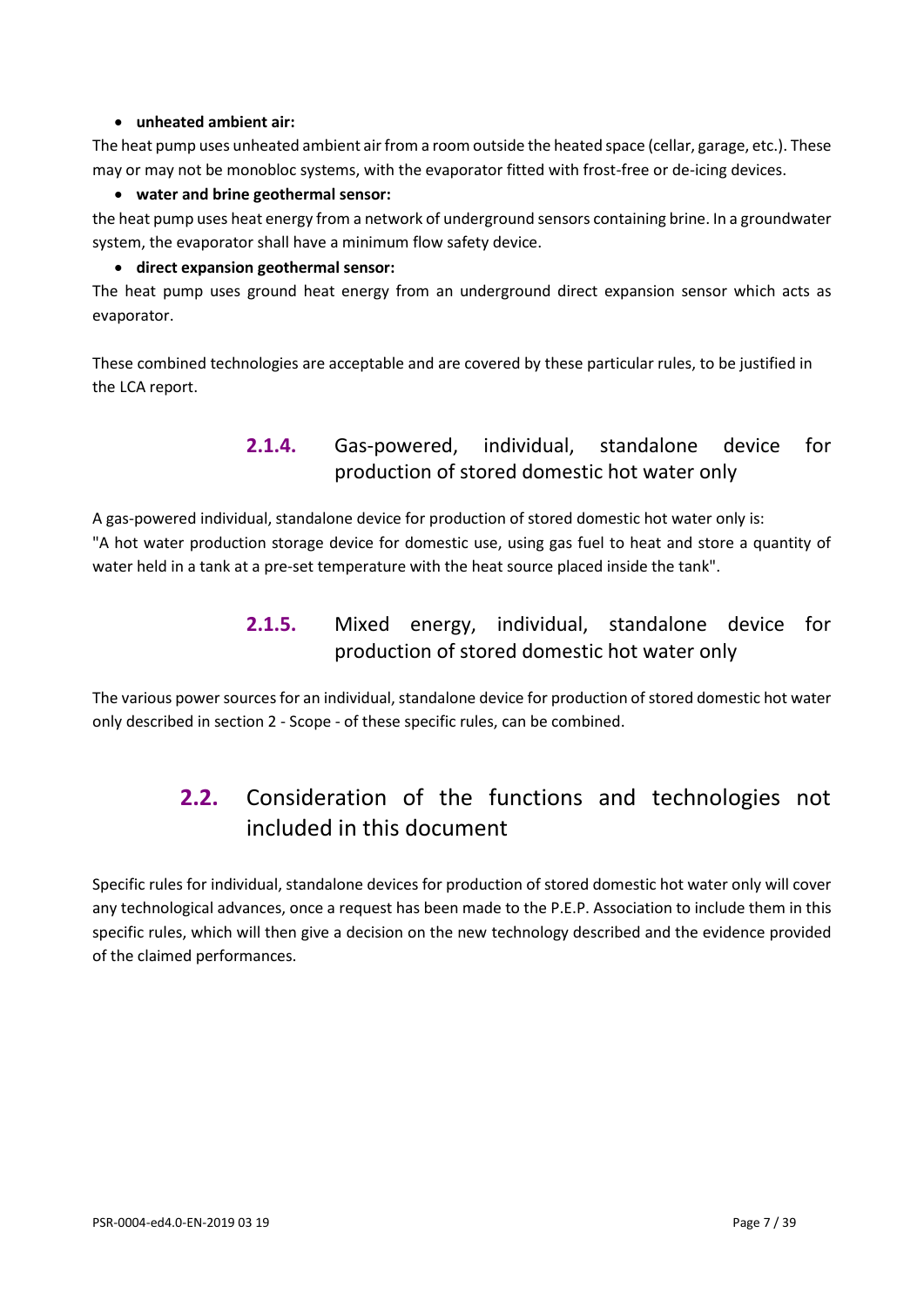- **unheated ambient air:**

The heat pump uses unheated ambient air from a room outside the heated space (cellar, garage, etc.). These may or may not be monobloc systems, with the evaporator fitted with frost-free or de-icing devices.

- **water and brine geothermal sensor:**

the heat pump uses heat energy from a network of underground sensors containing brine. In a groundwater system, the evaporator shall have a minimum flow safety device.

- **direct expansion geothermal sensor:**

The heat pump uses ground heat energy from an underground direct expansion sensor which acts as evaporator.

These combined technologies are acceptable and are covered by these particular rules, to be justified in the LCA report.

### 2.1.4. Gas-powered, individual, standalone device for production of stored domestic hot water only

A gas-powered individual, standalone device for production of stored domestic hot water only is: "A hot water production storage device for domestic use, using gas fuel to heat and store a quantity of water held in a tank at a pre-set temperature with the heat source placed inside the tank".

### 2.1.5. Mixed energy, individual, standalone device for production of stored domestic hot water only

The various power sources for an individual, standalone device for production of stored domestic hot water only described in section 2 - Scope - of these specific rules, can be combined.

## 2.2. Consideration of the functions and technologies not included in this document

Specific rules for individual, standalone devices for production of stored domestic hot water only will cover any technological advances, once a request has been made to the P.E.P. Association to include them in this specific rules, which will then give a decision on the new technology described and the evidence provided of the claimed performances.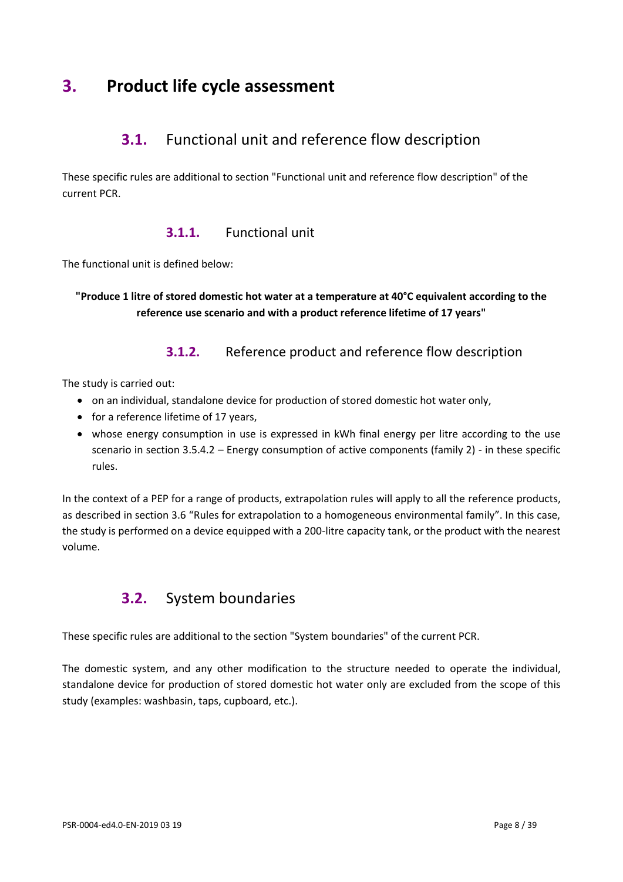# 3. Product life cycle assessment

## 3.1. Functional unit and reference flow description

These specific rules are additional to section "Functional unit and reference flow description" of the current PCR.

### 3.1.1. Functional unit

The functional unit is defined below:

**"Produce 1 litre of stored domestic hot water at a temperature at 40°C equivalent according to the reference use scenario and with a product reference lifetime of 17 years"**

### 3.1.2. Reference product and reference flow description

The study is carried out:

- on an individual, standalone device for production of stored domestic hot water only,
- for a reference lifetime of 17 years,
- whose energy consumption in use is expressed in kWh final energy per litre according to the use scenario in section 3.5.4.2 – Energy consumption of active components (family 2) - in these specific rules.

In the context of a PEP for a range of products, extrapolation rules will apply to all the reference products, as described in section 3.6 "Rules for extrapolation to a homogeneous environmental family". In this case, the study is performed on a device equipped with a 200-litre capacity tank, or the product with the nearest volume.

## 3.2. System boundaries

These specific rules are additional to the section "System boundaries" of the current PCR.

The domestic system, and any other modification to the structure needed to operate the individual, standalone device for production of stored domestic hot water only are excluded from the scope of this study (examples: washbasin, taps, cupboard, etc.).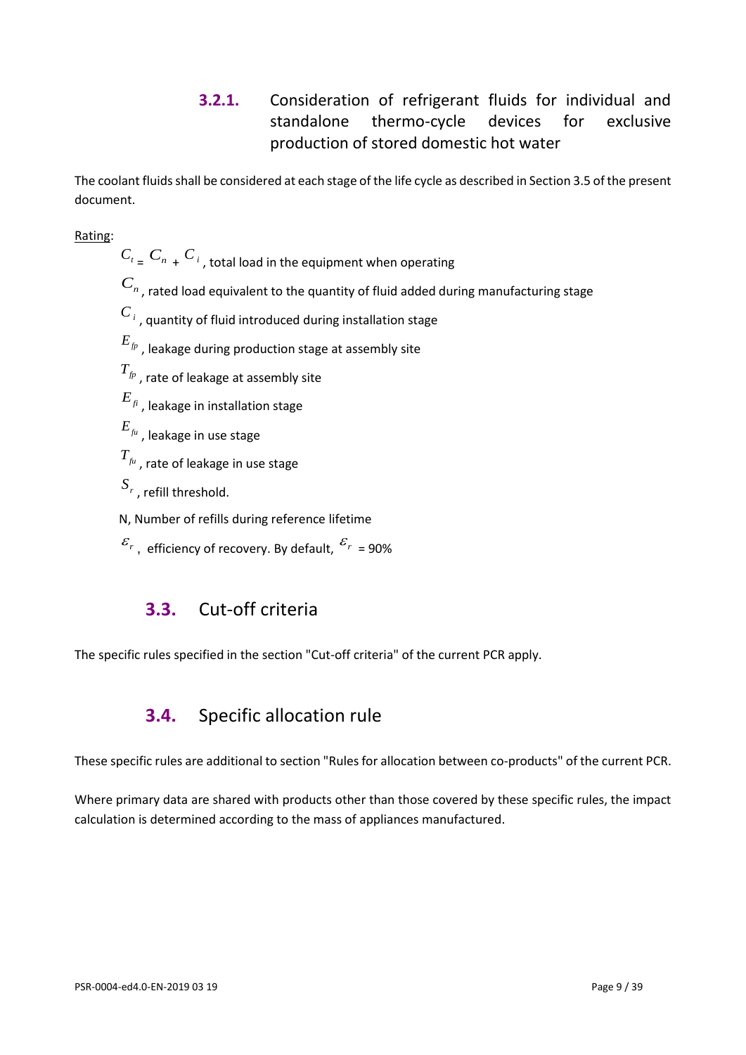### 3.2.1. Consideration of refrigerant fluids for individual and standalone thermo-cycle devices for exclusive production of stored domestic hot water

The coolant fluids shall be considered at each stage of the life cycle as described in Section 3.5 of the present document.

Rating:

$C_t = C_n + C_i$, total load in the equipment when operating

$C_n$, rated load equivalent to the quantity of fluid added during manufacturing stage

$C_i$, quantity of fluid introduced during installation stage

$E_{fp}$, leakage during production stage at assembly site

$T_{fp}$, rate of leakage at assembly site

$E_{fi}$, leakage in installation stage

$E_{fu}$, leakage in use stage

$T_{fu}$, rate of leakage in use stage

$S_r$, refill threshold.

N, Number of refills during reference lifetime

$\varepsilon_r$, efficiency of recovery. By default, $\varepsilon_r$ = 90%

## 3.3. Cut-off criteria

The specific rules specified in the section "Cut-off criteria" of the current PCR apply.

## 3.4. Specific allocation rule

These specific rules are additional to section "Rules for allocation between co-products" of the current PCR.

Where primary data are shared with products other than those covered by these specific rules, the impact calculation is determined according to the mass of appliances manufactured.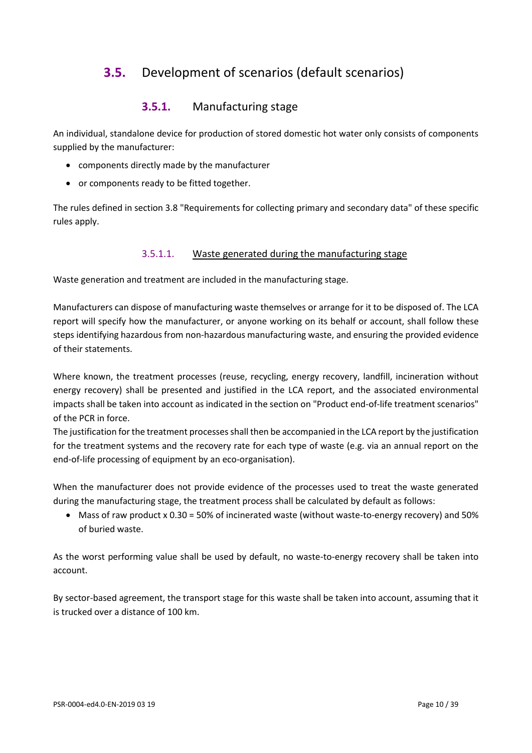## 3.5. Development of scenarios (default scenarios)

### 3.5.1. Manufacturing stage

An individual, standalone device for production of stored domestic hot water only consists of components supplied by the manufacturer:

- components directly made by the manufacturer
- or components ready to be fitted together.

The rules defined in section 3.8 "Requirements for collecting primary and secondary data" of these specific rules apply.

#### 3.5.1.1. Waste generated during the manufacturing stage

Waste generation and treatment are included in the manufacturing stage.

Manufacturers can dispose of manufacturing waste themselves or arrange for it to be disposed of. The LCA report will specify how the manufacturer, or anyone working on its behalf or account, shall follow these steps identifying hazardous from non-hazardous manufacturing waste, and ensuring the provided evidence of their statements.

Where known, the treatment processes (reuse, recycling, energy recovery, landfill, incineration without energy recovery) shall be presented and justified in the LCA report, and the associated environmental impacts shall be taken into account as indicated in the section on "Product end-of-life treatment scenarios" of the PCR in force.
The justification for the treatment processes shall then be accompanied in the LCA report by the justification for the treatment systems and the recovery rate for each type of waste (e.g. via an annual report on the end-of-life processing of equipment by an eco-organisation).

When the manufacturer does not provide evidence of the processes used to treat the waste generated during the manufacturing stage, the treatment process shall be calculated by default as follows:

- Mass of raw product x 0.30 = 50% of incinerated waste (without waste-to-energy recovery) and 50% of buried waste.

As the worst performing value shall be used by default, no waste-to-energy recovery shall be taken into account.

By sector-based agreement, the transport stage for this waste shall be taken into account, assuming that it is trucked over a distance of 100 km.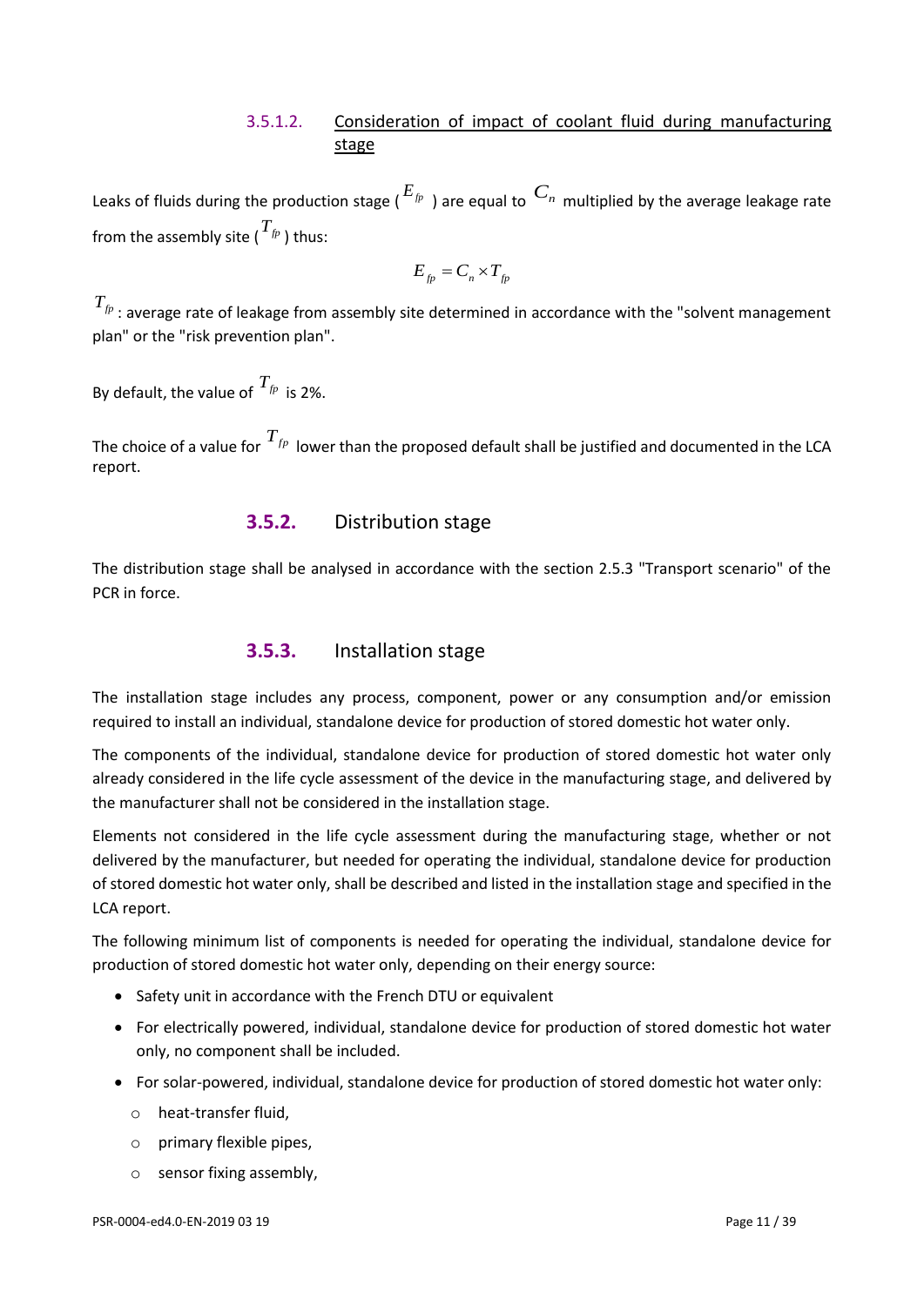#### 3.5.1.2. Consideration of impact of coolant fluid during manufacturing stage

Leaks of fluids during the production stage ($E_{fp}$) are equal to $C_n$ multiplied by the average leakage rate from the assembly site ($T_{fp}$) thus:

$$E_{fp} = C_n \times T_{fp}$$

$T_{fp}$ : average rate of leakage from assembly site determined in accordance with the "solvent management plan" or the "risk prevention plan".

By default, the value of $T_{fp}$ is 2%.

The choice of a value for $T_{fp}$ lower than the proposed default shall be justified and documented in the LCA report.

### 3.5.2. Distribution stage

The distribution stage shall be analysed in accordance with the section 2.5.3 "Transport scenario" of the PCR in force.

### 3.5.3. Installation stage

The installation stage includes any process, component, power or any consumption and/or emission required to install an individual, standalone device for production of stored domestic hot water only.

The components of the individual, standalone device for production of stored domestic hot water only already considered in the life cycle assessment of the device in the manufacturing stage, and delivered by the manufacturer shall not be considered in the installation stage.

Elements not considered in the life cycle assessment during the manufacturing stage, whether or not delivered by the manufacturer, but needed for operating the individual, standalone device for production of stored domestic hot water only, shall be described and listed in the installation stage and specified in the LCA report.

The following minimum list of components is needed for operating the individual, standalone device for production of stored domestic hot water only, depending on their energy source:

- Safety unit in accordance with the French DTU or equivalent
- For electrically powered, individual, standalone device for production of stored domestic hot water only, no component shall be included.
- For solar-powered, individual, standalone device for production of stored domestic hot water only:
  - heat-transfer fluid,
  - primary flexible pipes,
  - sensor fixing assembly,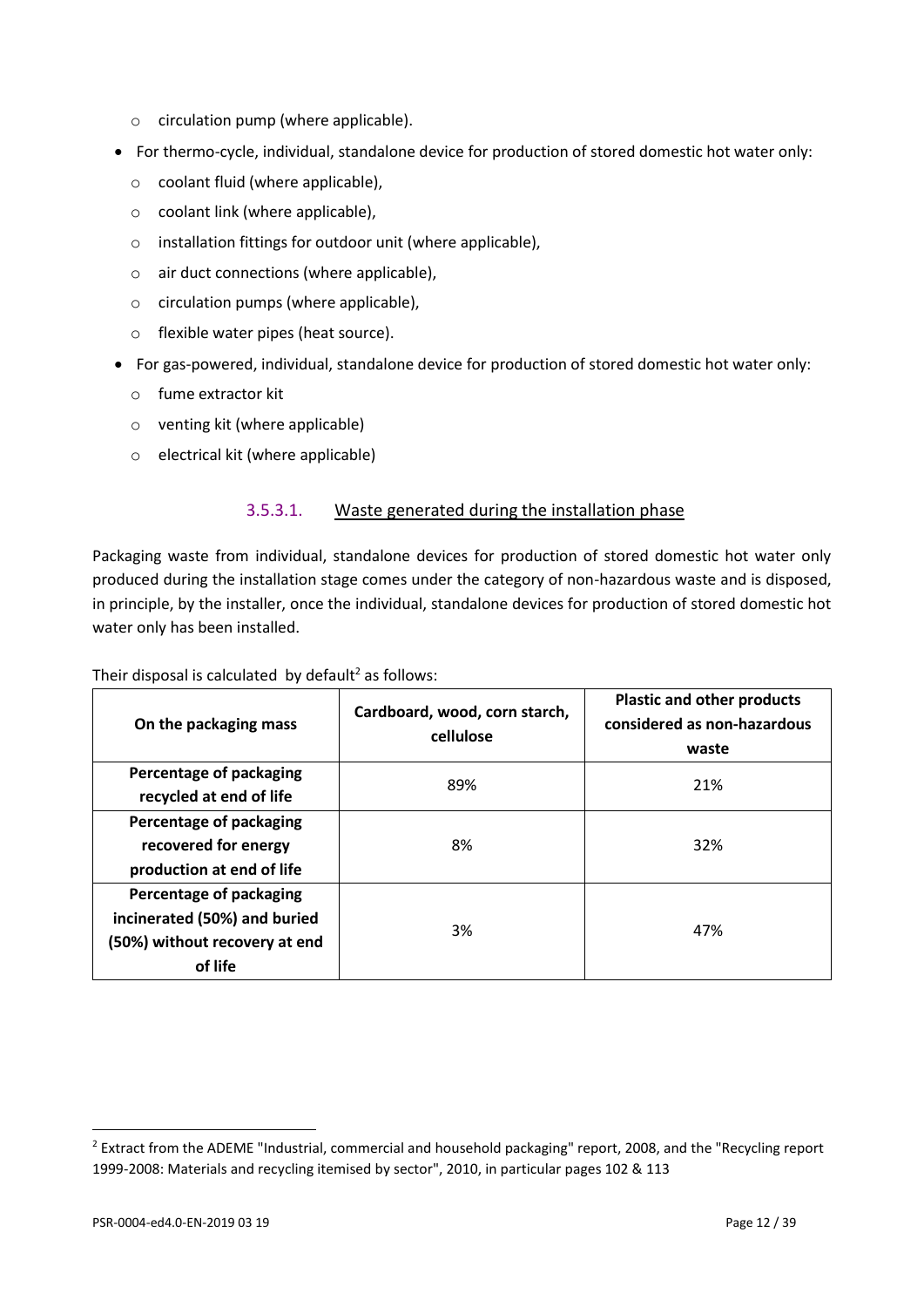- circulation pump (where applicable).
- For thermo-cycle, individual, standalone device for production of stored domestic hot water only:
  - coolant fluid (where applicable),
  - coolant link (where applicable),
  - installation fittings for outdoor unit (where applicable),
  - air duct connections (where applicable),
  - circulation pumps (where applicable),
  - flexible water pipes (heat source).
- For gas-powered, individual, standalone device for production of stored domestic hot water only:
  - fume extractor kit
  - venting kit (where applicable)
  - electrical kit (where applicable)

#### 3.5.3.1. Waste generated during the installation phase

Packaging waste from individual, standalone devices for production of stored domestic hot water only produced during the installation stage comes under the category of non-hazardous waste and is disposed, in principle, by the installer, once the individual, standalone devices for production of stored domestic hot water only has been installed.

Their disposal is calculated by default[2] as follows:

| On the packaging mass | Cardboard, wood, corn starch, cellulose | Plastic and other products considered as non-hazardous waste |
|---|---|---|
| **Percentage of packaging recycled at end of life** | 89% | 21% |
| **Percentage of packaging recovered for energy production at end of life** | 8% | 32% |
| **Percentage of packaging incinerated (50%) and buried (50%) without recovery at end of life** | 3% | 47% |

[2] Extract from the ADEME "Industrial, commercial and household packaging" report, 2008, and the "Recycling report 1999-2008: Materials and recycling itemised by sector", 2010, in particular pages 102 & 113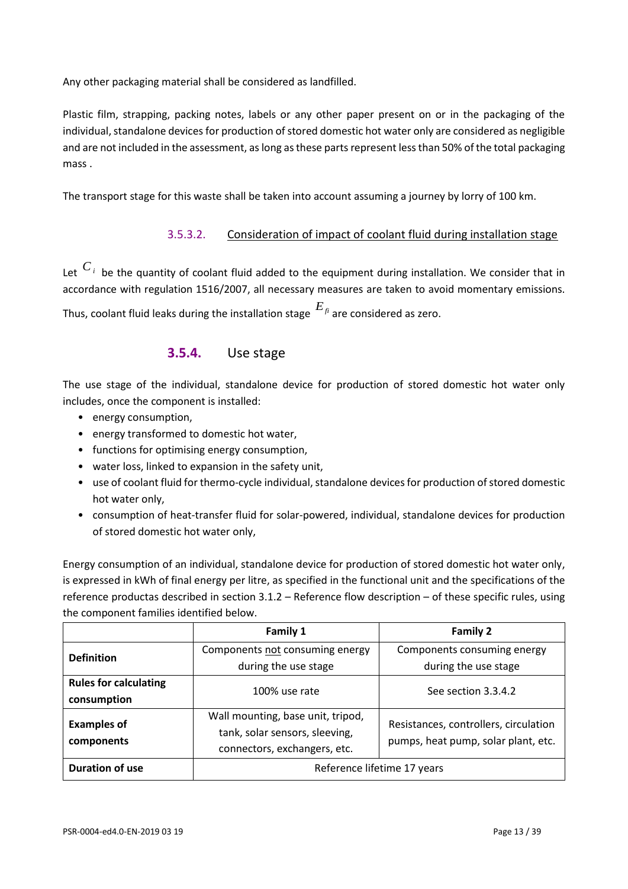Any other packaging material shall be considered as landfilled.

Plastic film, strapping, packing notes, labels or any other paper present on or in the packaging of the individual, standalone devices for production of stored domestic hot water only are considered as negligible and are not included in the assessment, as long as these parts represent less than 50% of the total packaging mass .

The transport stage for this waste shall be taken into account assuming a journey by lorry of 100 km.

#### 3.5.3.2. Consideration of impact of coolant fluid during installation stage

Let $C_i$ be the quantity of coolant fluid added to the equipment during installation. We consider that in accordance with regulation 1516/2007, all necessary measures are taken to avoid momentary emissions. Thus, coolant fluid leaks during the installation stage $E_{fi}$ are considered as zero.

### 3.5.4. Use stage

The use stage of the individual, standalone device for production of stored domestic hot water only includes, once the component is installed:

- energy consumption,
- energy transformed to domestic hot water,
- functions for optimising energy consumption,
- water loss, linked to expansion in the safety unit,
- use of coolant fluid for thermo-cycle individual, standalone devices for production of stored domestic hot water only,
- consumption of heat-transfer fluid for solar-powered, individual, standalone devices for production of stored domestic hot water only,

Energy consumption of an individual, standalone device for production of stored domestic hot water only, is expressed in kWh of final energy per litre, as specified in the functional unit and the specifications of the reference productas described in section 3.1.2 – Reference flow description – of these specific rules, using the component families identified below.

| | **Family 1** | **Family 2** |
|---|---|---|
| **Definition** | Components <u>not</u> consuming energy during the use stage | Components consuming energy during the use stage |
| **Rules for calculating consumption** | 100% use rate | See section 3.3.4.2 |
| **Examples of components** | Wall mounting, base unit, tripod, tank, solar sensors, sleeving, connectors, exchangers, etc. | Resistances, controllers, circulation pumps, heat pump, solar plant, etc. |
| **Duration of use** | Reference lifetime 17 years | |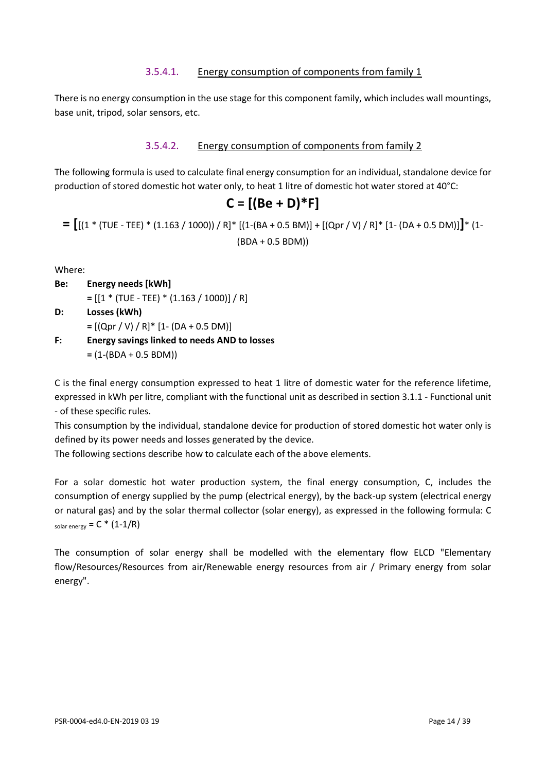#### 3.5.4.1. Energy consumption of components from family 1

There is no energy consumption in the use stage for this component family, which includes wall mountings, base unit, tripod, solar sensors, etc.

#### 3.5.4.2. Energy consumption of components from family 2

The following formula is used to calculate final energy consumption for an individual, standalone device for production of stored domestic hot water only, to heat 1 litre of domestic hot water stored at 40°C:

$$C = [(Be + D)*F]$$

$$= \Big[[(1 * (TUE - TEE) * (1.163 / 1000)) / R] * [(1-(BA + 0.5\ BM)] + [(Qpr / V) / R] * [1- (DA + 0.5\ DM)]\Big] * (1-(BDA + 0.5\ BDM))$$

Where:

**Be: Energy needs [kWh]**
= [[1 * (TUE - TEE) * (1.163 / 1000)] / R]

**D: Losses (kWh)**
= [(Qpr / V) / R]* [1- (DA + 0.5 DM)]

**F: Energy savings linked to needs AND to losses**
= (1-(BDA + 0.5 BDM))

C is the final energy consumption expressed to heat 1 litre of domestic water for the reference lifetime, expressed in kWh per litre, compliant with the functional unit as described in section 3.1.1 - Functional unit - of these specific rules.

This consumption by the individual, standalone device for production of stored domestic hot water only is defined by its power needs and losses generated by the device.

The following sections describe how to calculate each of the above elements.

For a solar domestic hot water production system, the final energy consumption, C, includes the consumption of energy supplied by the pump (electrical energy), by the back-up system (electrical energy or natural gas) and by the solar thermal collector (solar energy), as expressed in the following formula: $C_{\text{solar energy}} = C * (1-1/R)$

The consumption of solar energy shall be modelled with the elementary flow ELCD "Elementary flow/Resources/Resources from air/Renewable energy resources from air / Primary energy from solar energy".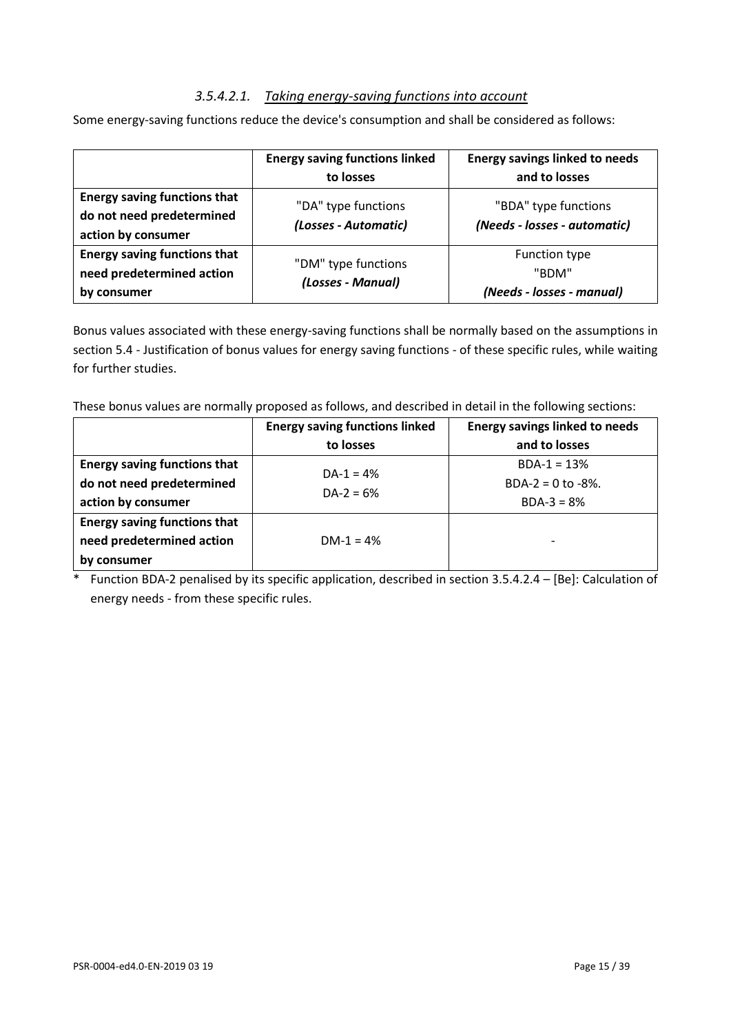#### *3.5.4.2.1. Taking energy-saving functions into account*

Some energy-saving functions reduce the device's consumption and shall be considered as follows:

| | **Energy saving functions linked to losses** | **Energy savings linked to needs and to losses** |
|---|---|---|
| **Energy saving functions that do not need predetermined action by consumer** | "DA" type functions *(Losses - Automatic)* | "BDA" type functions *(Needs - losses - automatic)* |
| **Energy saving functions that need predetermined action by consumer** | "DM" type functions *(Losses - Manual)* | Function type "BDM" *(Needs - losses - manual)* |

Bonus values associated with these energy-saving functions shall be normally based on the assumptions in section 5.4 - Justification of bonus values for energy saving functions - of these specific rules, while waiting for further studies.

These bonus values are normally proposed as follows, and described in detail in the following sections:

| | **Energy saving functions linked to losses** | **Energy savings linked to needs and to losses** |
|---|---|---|
| **Energy saving functions that do not need predetermined action by consumer** | DA-1 = 4%<br>DA-2 = 6% | BDA-1 = 13%<br>BDA-2 = 0 to -8%.<br>BDA-3 = 8% |
| **Energy saving functions that need predetermined action by consumer** | DM-1 = 4% | - |

\* Function BDA-2 penalised by its specific application, described in section 3.5.4.2.4 – [Be]: Calculation of energy needs - from these specific rules.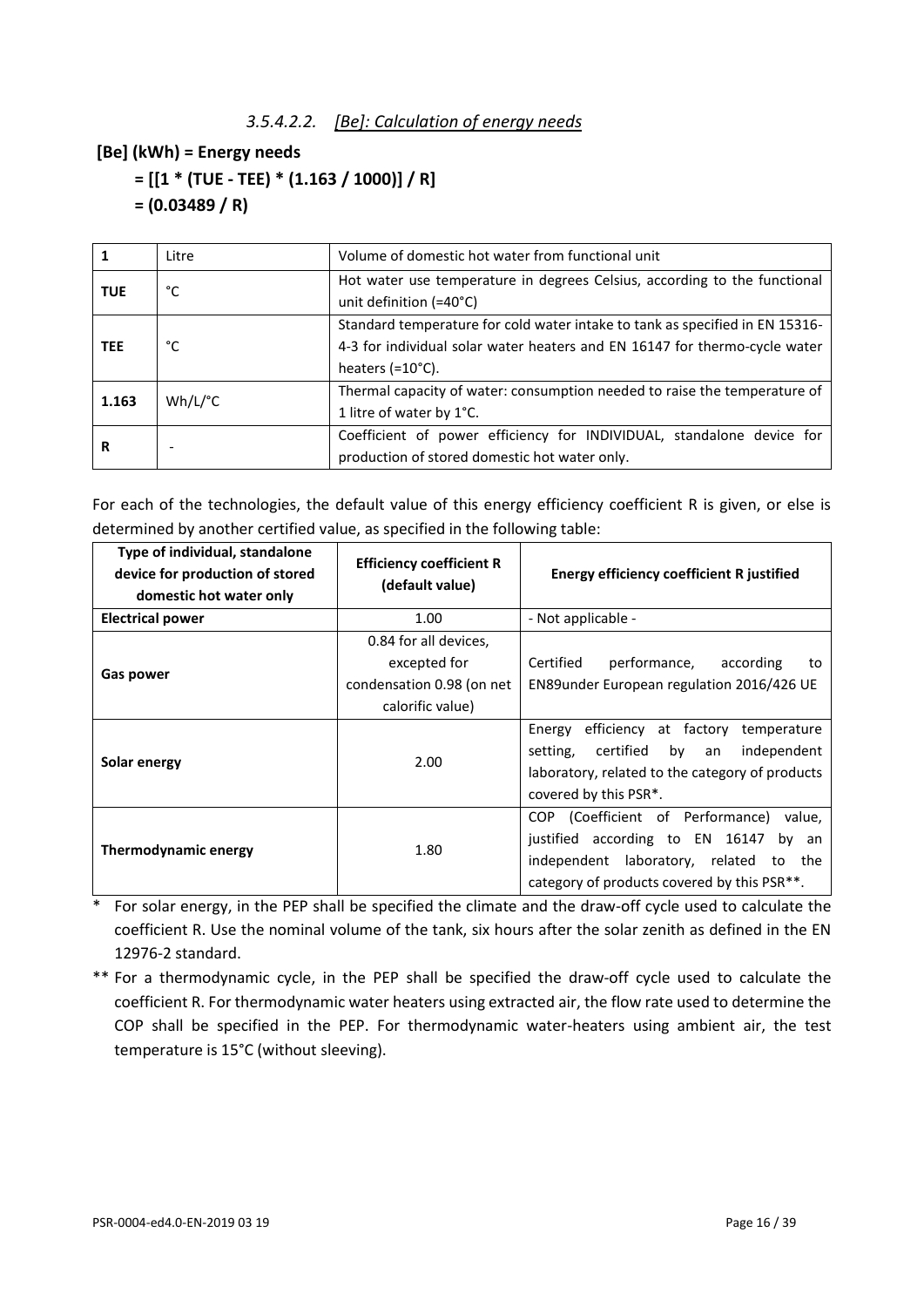#### *3.5.4.2.2. [Be]: Calculation of energy needs*

**[Be] (kWh) = Energy needs**

**= [[1 * (TUE - TEE) * (1.163 / 1000)] / R]**

**= (0.03489 / R)**

| | | |
|---|---|---|
| **1** | Litre | Volume of domestic hot water from functional unit |
| **TUE** | °C | Hot water use temperature in degrees Celsius, according to the functional unit definition (=40°C) |
| **TEE** | °C | Standard temperature for cold water intake to tank as specified in EN 15316-4-3 for individual solar water heaters and EN 16147 for thermo-cycle water heaters (=10°C). |
| **1.163** | Wh/L/°C | Thermal capacity of water: consumption needed to raise the temperature of 1 litre of water by 1°C. |
| **R** | - | Coefficient of power efficiency for INDIVIDUAL, standalone device for production of stored domestic hot water only. |

For each of the technologies, the default value of this energy efficiency coefficient R is given, or else is determined by another certified value, as specified in the following table:

| Type of individual, standalone device for production of stored domestic hot water only | Efficiency coefficient R (default value) | Energy efficiency coefficient R justified |
|---|---|---|
| **Electrical power** | 1.00 | - Not applicable - |
| **Gas power** | 0.84 for all devices, excepted for condensation 0.98 (on net calorific value) | Certified performance, according to EN89under European regulation 2016/426 UE |
| **Solar energy** | 2.00 | Energy efficiency at factory temperature setting, certified by an independent laboratory, related to the category of products covered by this PSR*. |
| **Thermodynamic energy** | 1.80 | COP (Coefficient of Performance) value, justified according to EN 16147 by an independent laboratory, related to the category of products covered by this PSR**. |

\* For solar energy, in the PEP shall be specified the climate and the draw-off cycle used to calculate the coefficient R. Use the nominal volume of the tank, six hours after the solar zenith as defined in the EN 12976-2 standard.

\*\* For a thermodynamic cycle, in the PEP shall be specified the draw-off cycle used to calculate the coefficient R. For thermodynamic water heaters using extracted air, the flow rate used to determine the COP shall be specified in the PEP. For thermodynamic water-heaters using ambient air, the test temperature is 15°C (without sleeving).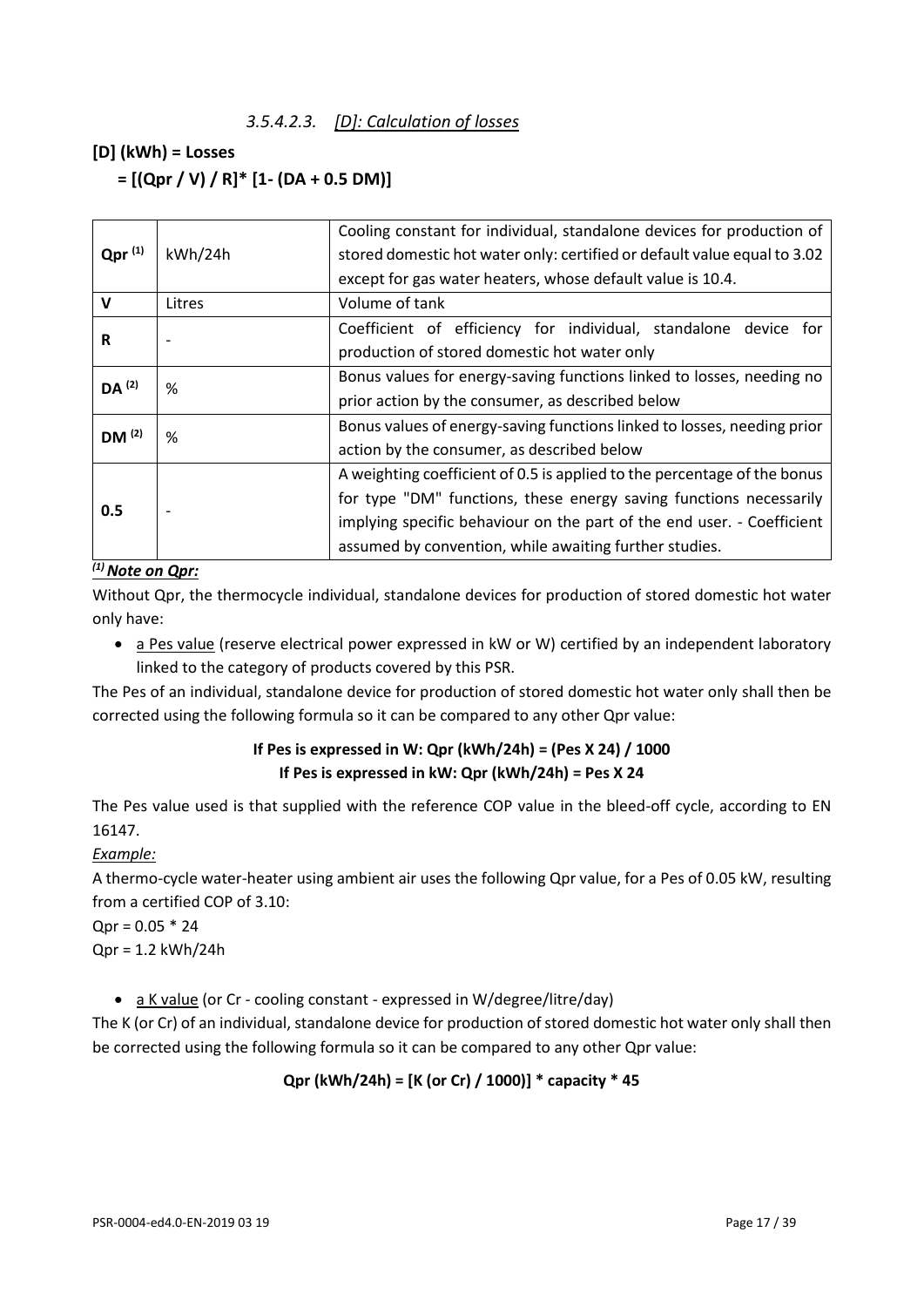#### 3.5.4.2.3. *[D]: Calculation of losses*

**[D] (kWh) = Losses**

**= [(Qpr / V) / R]* [1- (DA + 0.5 DM)]**

| | | |
|---|---|---|
| **Qpr** [(1)] | kWh/24h | Cooling constant for individual, standalone devices for production of stored domestic hot water only: certified or default value equal to 3.02 except for gas water heaters, whose default value is 10.4. |
| **V** | Litres | Volume of tank |
| **R** | - | Coefficient of efficiency for individual, standalone device for production of stored domestic hot water only |
| **DA** [(2)] | % | Bonus values for energy-saving functions linked to losses, needing no prior action by the consumer, as described below |
| **DM** [(2)] | % | Bonus values of energy-saving functions linked to losses, needing prior action by the consumer, as described below |
| **0.5** | - | A weighting coefficient of 0.5 is applied to the percentage of the bonus for type "DM" functions, these energy saving functions necessarily implying specific behaviour on the part of the end user. - Coefficient assumed by convention, while awaiting further studies. |

***[(1)] Note on Qpr:***

Without Qpr, the thermocycle individual, standalone devices for production of stored domestic hot water only have:

- a Pes value (reserve electrical power expressed in kW or W) certified by an independent laboratory linked to the category of products covered by this PSR.

The Pes of an individual, standalone device for production of stored domestic hot water only shall then be corrected using the following formula so it can be compared to any other Qpr value:

**If Pes is expressed in W: Qpr (kWh/24h) = (Pes X 24) / 1000**
**If Pes is expressed in kW: Qpr (kWh/24h) = Pes X 24**

The Pes value used is that supplied with the reference COP value in the bleed-off cycle, according to EN 16147.

*Example:*

A thermo-cycle water-heater using ambient air uses the following Qpr value, for a Pes of 0.05 kW, resulting from a certified COP of 3.10:

Qpr = 0.05 * 24
Qpr = 1.2 kWh/24h

- a K value (or Cr - cooling constant - expressed in W/degree/litre/day)

The K (or Cr) of an individual, standalone device for production of stored domestic hot water only shall then be corrected using the following formula so it can be compared to any other Qpr value:

**Qpr (kWh/24h) = [K (or Cr) / 1000)] * capacity * 45**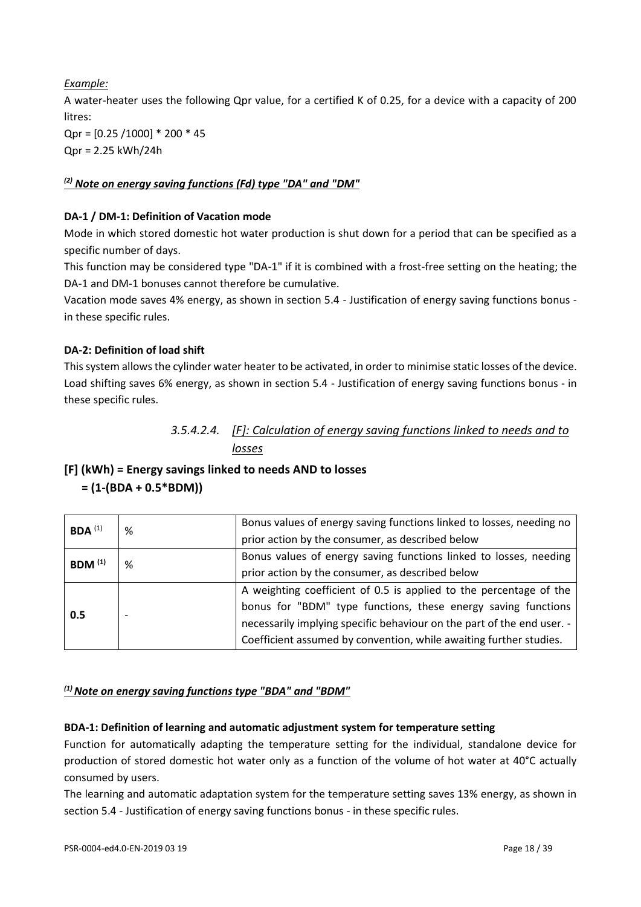*Example:*

A water-heater uses the following Qpr value, for a certified K of 0.25, for a device with a capacity of 200 litres:

Qpr = [0.25 /1000] * 200 * 45

Qpr = 2.25 kWh/24h

***(2) Note on energy saving functions (Fd) type "DA" and "DM"***

**DA-1 / DM-1: Definition of Vacation mode**

Mode in which stored domestic hot water production is shut down for a period that can be specified as a specific number of days.

This function may be considered type "DA-1" if it is combined with a frost-free setting on the heating; the DA-1 and DM-1 bonuses cannot therefore be cumulative.

Vacation mode saves 4% energy, as shown in section 5.4 - Justification of energy saving functions bonus - in these specific rules.

**DA-2: Definition of load shift**

This system allows the cylinder water heater to be activated, in order to minimise static losses of the device. Load shifting saves 6% energy, as shown in section 5.4 - Justification of energy saving functions bonus - in these specific rules.

#### *3.5.4.2.4. [F]: Calculation of energy saving functions linked to needs and to losses*

**[F] (kWh) = Energy savings linked to needs AND to losses**
**= (1-(BDA + 0.5*BDM))**

| | | |
|---|---|---|
| **BDA** [1] | % | Bonus values of energy saving functions linked to losses, needing no prior action by the consumer, as described below |
| **BDM** [1] | % | Bonus values of energy saving functions linked to losses, needing prior action by the consumer, as described below |
| **0.5** | - | A weighting coefficient of 0.5 is applied to the percentage of the bonus for "BDM" type functions, these energy saving functions necessarily implying specific behaviour on the part of the end user. - Coefficient assumed by convention, while awaiting further studies. |

***(1) Note on energy saving functions type "BDA" and "BDM"***

**BDA-1: Definition of learning and automatic adjustment system for temperature setting**

Function for automatically adapting the temperature setting for the individual, standalone device for production of stored domestic hot water only as a function of the volume of hot water at 40°C actually consumed by users.

The learning and automatic adaptation system for the temperature setting saves 13% energy, as shown in section 5.4 - Justification of energy saving functions bonus - in these specific rules.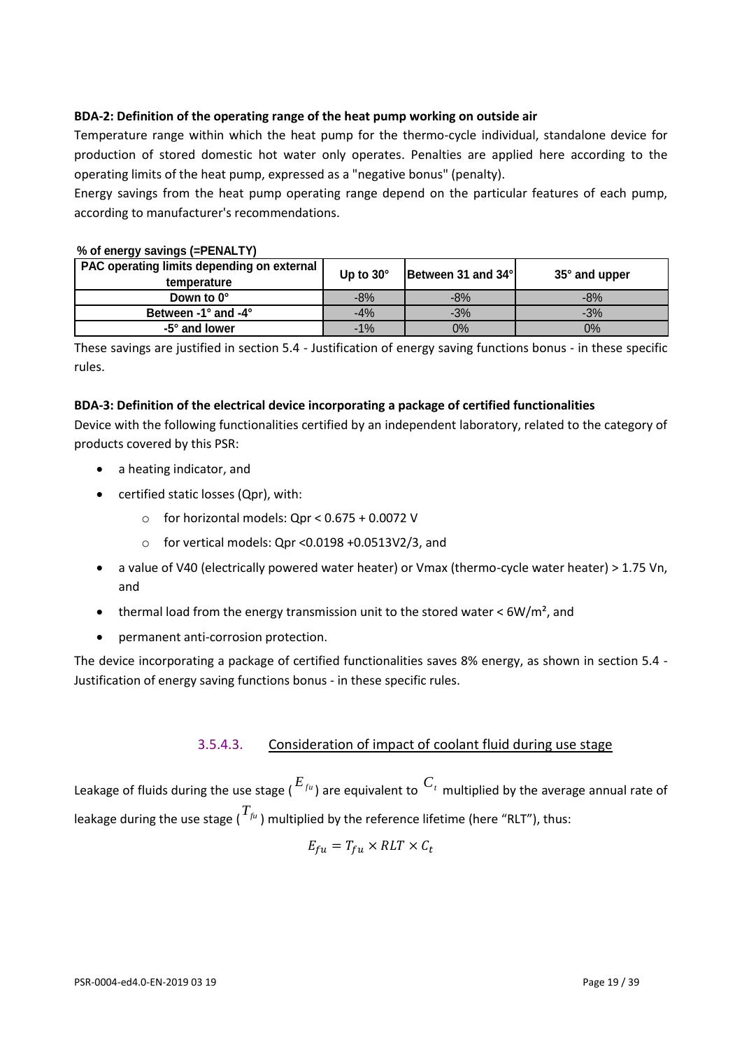**BDA-2: Definition of the operating range of the heat pump working on outside air**

Temperature range within which the heat pump for the thermo-cycle individual, standalone device for production of stored domestic hot water only operates. Penalties are applied here according to the operating limits of the heat pump, expressed as a "negative bonus" (penalty).

Energy savings from the heat pump operating range depend on the particular features of each pump, according to manufacturer's recommendations.

**% of energy savings (=PENALTY)**

| PAC operating limits depending on external temperature | Up to 30° | Between 31 and 34° | 35° and upper |
|---|---|---|---|
| Down to 0° | -8% | -8% | -8% |
| Between -1° and -4° | -4% | -3% | -3% |
| -5° and lower | -1% | 0% | 0% |

These savings are justified in section 5.4 - Justification of energy saving functions bonus - in these specific rules.

**BDA-3: Definition of the electrical device incorporating a package of certified functionalities**

Device with the following functionalities certified by an independent laboratory, related to the category of products covered by this PSR:

- a heating indicator, and
- certified static losses (Qpr), with:
  - for horizontal models: Qpr < 0.675 + 0.0072 V
  - for vertical models: Qpr <0.0198 +0.0513V2/3, and
- a value of V40 (electrically powered water heater) or Vmax (thermo-cycle water heater) > 1.75 Vn, and
- thermal load from the energy transmission unit to the stored water < 6W/m², and
- permanent anti-corrosion protection.

The device incorporating a package of certified functionalities saves 8% energy, as shown in section 5.4 - Justification of energy saving functions bonus - in these specific rules.

### 3.5.4.3. Consideration of impact of coolant fluid during use stage

Leakage of fluids during the use stage ($E_{fu}$) are equivalent to $C_t$ multiplied by the average annual rate of leakage during the use stage ($T_{fu}$) multiplied by the reference lifetime (here "RLT"), thus:

$$E_{fu} = T_{fu} \times RLT \times C_t$$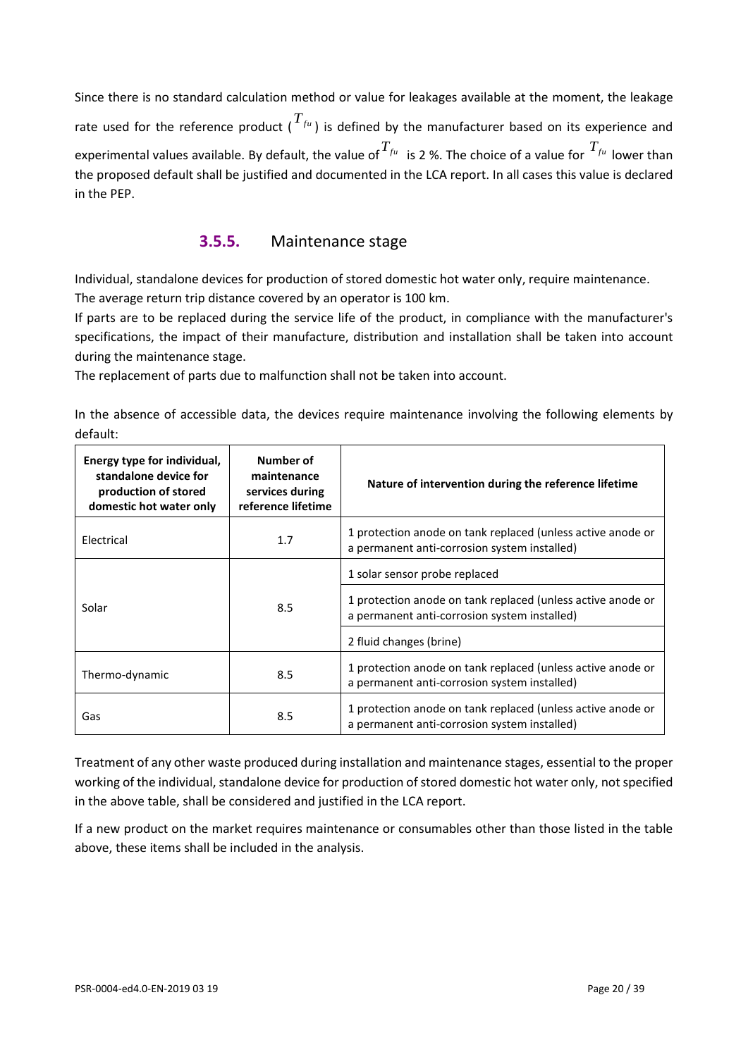Since there is no standard calculation method or value for leakages available at the moment, the leakage rate used for the reference product ($T_{fu}$) is defined by the manufacturer based on its experience and experimental values available. By default, the value of $T_{fu}$ is 2 %. The choice of a value for $T_{fu}$ lower than the proposed default shall be justified and documented in the LCA report. In all cases this value is declared in the PEP.

### 3.5.5. Maintenance stage

Individual, standalone devices for production of stored domestic hot water only, require maintenance.
The average return trip distance covered by an operator is 100 km.

If parts are to be replaced during the service life of the product, in compliance with the manufacturer's specifications, the impact of their manufacture, distribution and installation shall be taken into account during the maintenance stage.

The replacement of parts due to malfunction shall not be taken into account.

In the absence of accessible data, the devices require maintenance involving the following elements by default:

| Energy type for individual, standalone device for production of stored domestic hot water only | Number of maintenance services during reference lifetime | Nature of intervention during the reference lifetime |
|---|---|---|
| Electrical | 1.7 | 1 protection anode on tank replaced (unless active anode or a permanent anti-corrosion system installed) |
| Solar | 8.5 | 1 solar sensor probe replaced |
| | | 1 protection anode on tank replaced (unless active anode or a permanent anti-corrosion system installed) |
| | | 2 fluid changes (brine) |
| Thermo-dynamic | 8.5 | 1 protection anode on tank replaced (unless active anode or a permanent anti-corrosion system installed) |
| Gas | 8.5 | 1 protection anode on tank replaced (unless active anode or a permanent anti-corrosion system installed) |

Treatment of any other waste produced during installation and maintenance stages, essential to the proper working of the individual, standalone device for production of stored domestic hot water only, not specified in the above table, shall be considered and justified in the LCA report.

If a new product on the market requires maintenance or consumables other than those listed in the table above, these items shall be included in the analysis.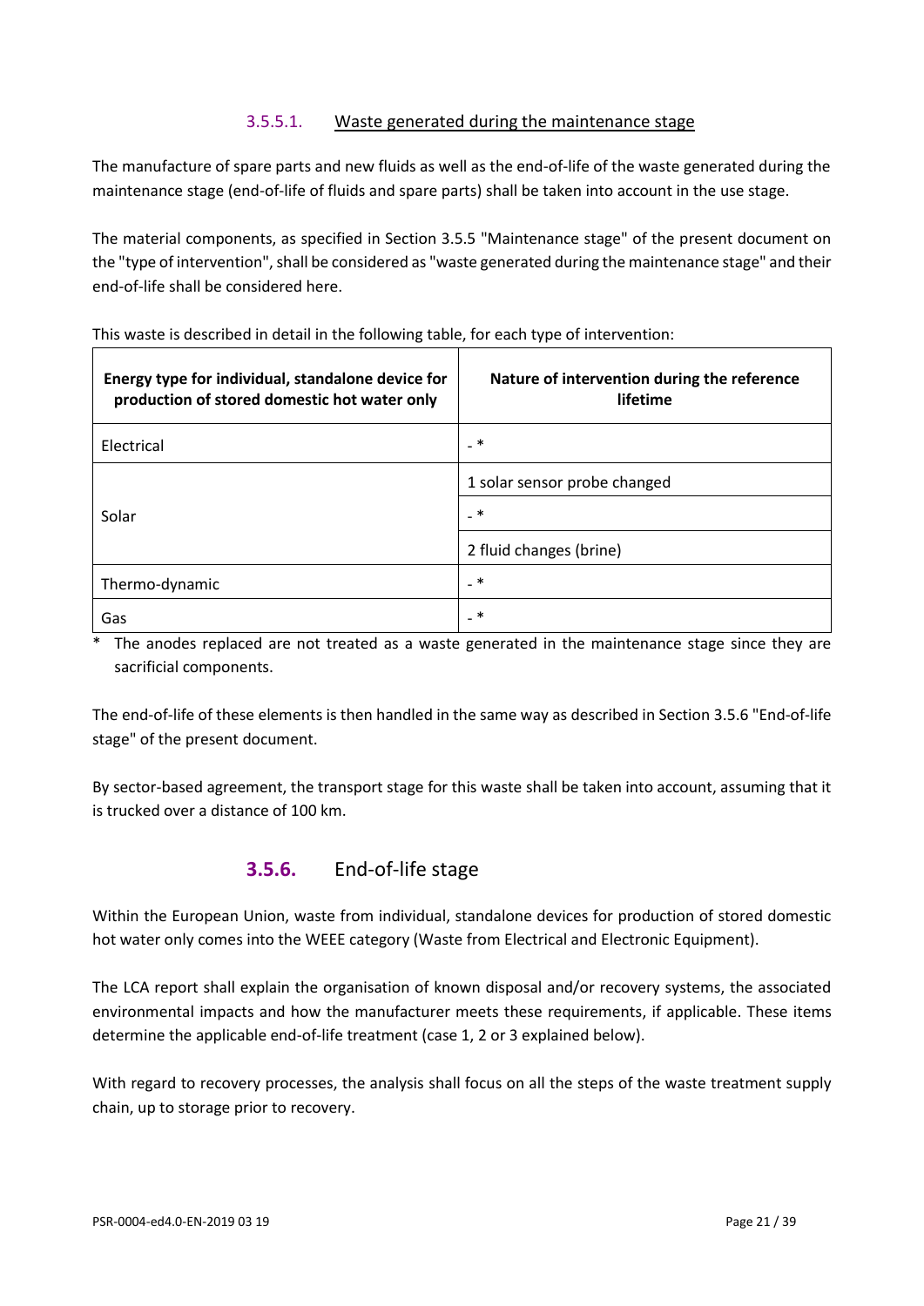#### 3.5.5.1. Waste generated during the maintenance stage

The manufacture of spare parts and new fluids as well as the end-of-life of the waste generated during the maintenance stage (end-of-life of fluids and spare parts) shall be taken into account in the use stage.

The material components, as specified in Section 3.5.5 "Maintenance stage" of the present document on the "type of intervention", shall be considered as "waste generated during the maintenance stage" and their end-of-life shall be considered here.

This waste is described in detail in the following table, for each type of intervention:

| Energy type for individual, standalone device for production of stored domestic hot water only | Nature of intervention during the reference lifetime |
|---|---|
| Electrical | - * |
| Solar | 1 solar sensor probe changed |
| | - * |
| | 2 fluid changes (brine) |
| Thermo-dynamic | - * |
| Gas | - * |

\* The anodes replaced are not treated as a waste generated in the maintenance stage since they are sacrificial components.

The end-of-life of these elements is then handled in the same way as described in Section 3.5.6 "End-of-life stage" of the present document.

By sector-based agreement, the transport stage for this waste shall be taken into account, assuming that it is trucked over a distance of 100 km.

### 3.5.6. End-of-life stage

Within the European Union, waste from individual, standalone devices for production of stored domestic hot water only comes into the WEEE category (Waste from Electrical and Electronic Equipment).

The LCA report shall explain the organisation of known disposal and/or recovery systems, the associated environmental impacts and how the manufacturer meets these requirements, if applicable. These items determine the applicable end-of-life treatment (case 1, 2 or 3 explained below).

With regard to recovery processes, the analysis shall focus on all the steps of the waste treatment supply chain, up to storage prior to recovery.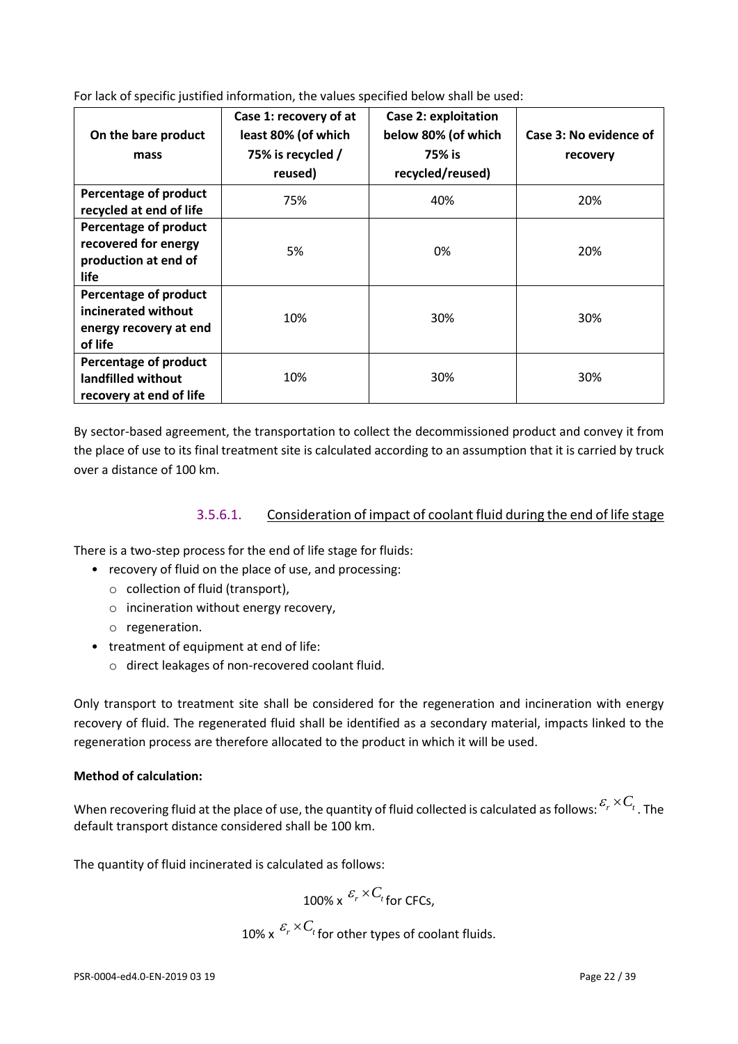For lack of specific justified information, the values specified below shall be used:

| On the bare product mass | Case 1: recovery of at least 80% (of which 75% is recycled / reused) | Case 2: exploitation below 80% (of which 75% is recycled/reused) | Case 3: No evidence of recovery |
|---|---|---|---|
| **Percentage of product recycled at end of life** | 75% | 40% | 20% |
| **Percentage of product recovered for energy production at end of life** | 5% | 0% | 20% |
| **Percentage of product incinerated without energy recovery at end of life** | 10% | 30% | 30% |
| **Percentage of product landfilled without recovery at end of life** | 10% | 30% | 30% |

By sector-based agreement, the transportation to collect the decommissioned product and convey it from the place of use to its final treatment site is calculated according to an assumption that it is carried by truck over a distance of 100 km.

#### 3.5.6.1. Consideration of impact of coolant fluid during the end of life stage

There is a two-step process for the end of life stage for fluids:

- recovery of fluid on the place of use, and processing:
  - collection of fluid (transport),
  - incineration without energy recovery,
  - regeneration.
- treatment of equipment at end of life:
  - direct leakages of non-recovered coolant fluid.

Only transport to treatment site shall be considered for the regeneration and incineration with energy recovery of fluid. The regenerated fluid shall be identified as a secondary material, impacts linked to the regeneration process are therefore allocated to the product in which it will be used.

**Method of calculation:**

When recovering fluid at the place of use, the quantity of fluid collected is calculated as follows: $\varepsilon_r \times C_t$. The default transport distance considered shall be 100 km.

The quantity of fluid incinerated is calculated as follows:

100% x $\varepsilon_r \times C_t$ for CFCs,

10% x $\varepsilon_r \times C_t$ for other types of coolant fluids.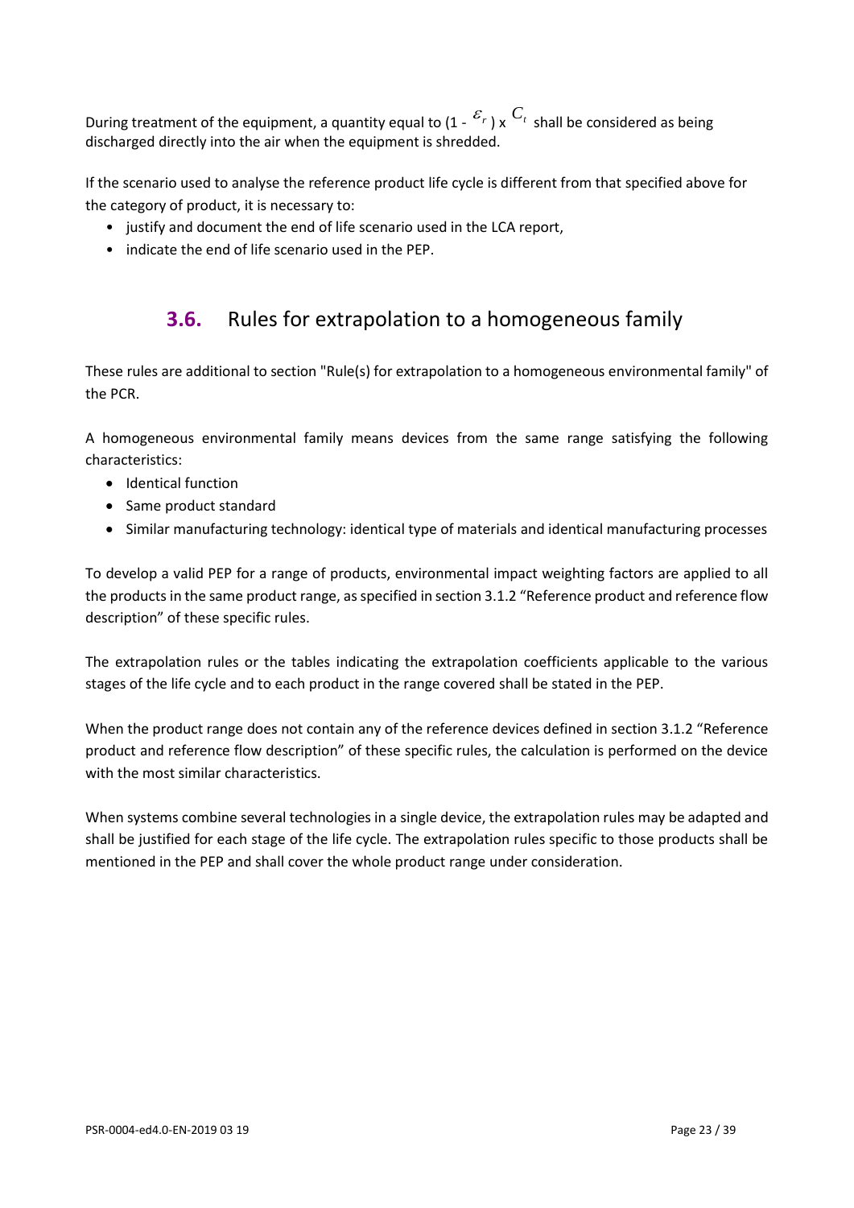During treatment of the equipment, a quantity equal to (1 - $\varepsilon_r$ ) x $C_t$ shall be considered as being discharged directly into the air when the equipment is shredded.

If the scenario used to analyse the reference product life cycle is different from that specified above for the category of product, it is necessary to:

- justify and document the end of life scenario used in the LCA report,
- indicate the end of life scenario used in the PEP.

## 3.6. Rules for extrapolation to a homogeneous family

These rules are additional to section "Rule(s) for extrapolation to a homogeneous environmental family" of the PCR.

A homogeneous environmental family means devices from the same range satisfying the following characteristics:

- Identical function
- Same product standard
- Similar manufacturing technology: identical type of materials and identical manufacturing processes

To develop a valid PEP for a range of products, environmental impact weighting factors are applied to all the products in the same product range, as specified in section 3.1.2 "Reference product and reference flow description" of these specific rules.

The extrapolation rules or the tables indicating the extrapolation coefficients applicable to the various stages of the life cycle and to each product in the range covered shall be stated in the PEP.

When the product range does not contain any of the reference devices defined in section 3.1.2 "Reference product and reference flow description" of these specific rules, the calculation is performed on the device with the most similar characteristics.

When systems combine several technologies in a single device, the extrapolation rules may be adapted and shall be justified for each stage of the life cycle. The extrapolation rules specific to those products shall be mentioned in the PEP and shall cover the whole product range under consideration.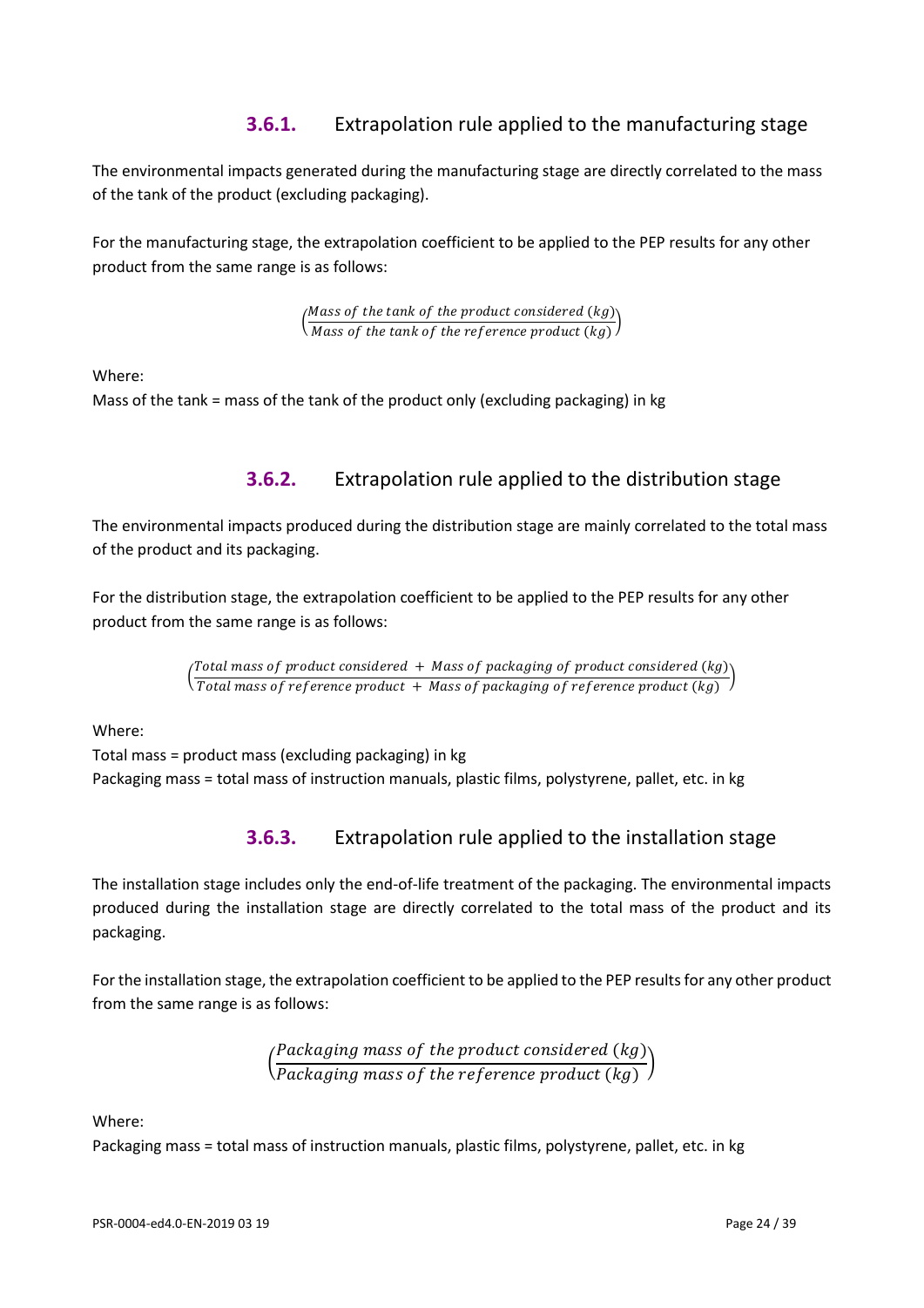### 3.6.1. Extrapolation rule applied to the manufacturing stage

The environmental impacts generated during the manufacturing stage are directly correlated to the mass of the tank of the product (excluding packaging).

For the manufacturing stage, the extrapolation coefficient to be applied to the PEP results for any other product from the same range is as follows:

$$\left(\frac{Mass\ of\ the\ tank\ of\ the\ product\ considered\ (kg)}{Mass\ of\ the\ tank\ of\ the\ reference\ product\ (kg)}\right)$$

Where:
Mass of the tank = mass of the tank of the product only (excluding packaging) in kg

### 3.6.2. Extrapolation rule applied to the distribution stage

The environmental impacts produced during the distribution stage are mainly correlated to the total mass of the product and its packaging.

For the distribution stage, the extrapolation coefficient to be applied to the PEP results for any other product from the same range is as follows:

$$\left(\frac{Total\ mass\ of\ product\ considered\ +\ Mass\ of\ packaging\ of\ product\ considered\ (kg)}{Total\ mass\ of\ reference\ product\ +\ Mass\ of\ packaging\ of\ reference\ product\ (kg)}\right)$$

Where:
Total mass = product mass (excluding packaging) in kg
Packaging mass = total mass of instruction manuals, plastic films, polystyrene, pallet, etc. in kg

### 3.6.3. Extrapolation rule applied to the installation stage

The installation stage includes only the end-of-life treatment of the packaging. The environmental impacts produced during the installation stage are directly correlated to the total mass of the product and its packaging.

For the installation stage, the extrapolation coefficient to be applied to the PEP results for any other product from the same range is as follows:

$$\left(\frac{Packaging\ mass\ of\ the\ product\ considered\ (kg)}{Packaging\ mass\ of\ the\ reference\ product\ (kg)}\right)$$

Where:
Packaging mass = total mass of instruction manuals, plastic films, polystyrene, pallet, etc. in kg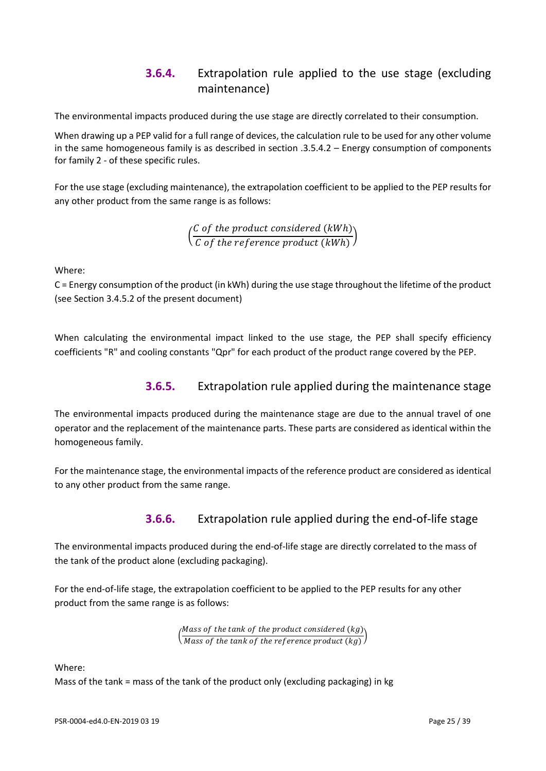### 3.6.4. Extrapolation rule applied to the use stage (excluding maintenance)

The environmental impacts produced during the use stage are directly correlated to their consumption.

When drawing up a PEP valid for a full range of devices, the calculation rule to be used for any other volume in the same homogeneous family is as described in section .3.5.4.2 – Energy consumption of components for family 2 - of these specific rules.

For the use stage (excluding maintenance), the extrapolation coefficient to be applied to the PEP results for any other product from the same range is as follows:

$$\left(\frac{C \text{ of the product considered } (kWh)}{C \text{ of the reference product } (kWh)}\right)$$

Where:
C = Energy consumption of the product (in kWh) during the use stage throughout the lifetime of the product (see Section 3.4.5.2 of the present document)

When calculating the environmental impact linked to the use stage, the PEP shall specify efficiency coefficients "R" and cooling constants "Qpr" for each product of the product range covered by the PEP.

### 3.6.5. Extrapolation rule applied during the maintenance stage

The environmental impacts produced during the maintenance stage are due to the annual travel of one operator and the replacement of the maintenance parts. These parts are considered as identical within the homogeneous family.

For the maintenance stage, the environmental impacts of the reference product are considered as identical to any other product from the same range.

### 3.6.6. Extrapolation rule applied during the end-of-life stage

The environmental impacts produced during the end-of-life stage are directly correlated to the mass of the tank of the product alone (excluding packaging).

For the end-of-life stage, the extrapolation coefficient to be applied to the PEP results for any other product from the same range is as follows:

$$\left(\frac{\text{Mass of the tank of the product considered } (kg)}{\text{Mass of the tank of the reference product } (kg)}\right)$$

Where:
Mass of the tank = mass of the tank of the product only (excluding packaging) in kg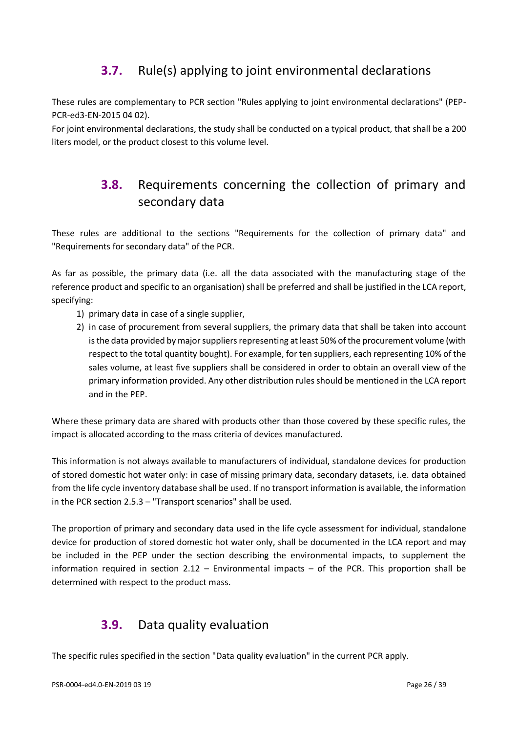## 3.7. Rule(s) applying to joint environmental declarations

These rules are complementary to PCR section "Rules applying to joint environmental declarations" (PEP-PCR-ed3-EN-2015 04 02).

For joint environmental declarations, the study shall be conducted on a typical product, that shall be a 200 liters model, or the product closest to this volume level.

## 3.8. Requirements concerning the collection of primary and secondary data

These rules are additional to the sections "Requirements for the collection of primary data" and "Requirements for secondary data" of the PCR.

As far as possible, the primary data (i.e. all the data associated with the manufacturing stage of the reference product and specific to an organisation) shall be preferred and shall be justified in the LCA report, specifying:

1) primary data in case of a single supplier,
2) in case of procurement from several suppliers, the primary data that shall be taken into account is the data provided by major suppliers representing at least 50% of the procurement volume (with respect to the total quantity bought). For example, for ten suppliers, each representing 10% of the sales volume, at least five suppliers shall be considered in order to obtain an overall view of the primary information provided. Any other distribution rules should be mentioned in the LCA report and in the PEP.

Where these primary data are shared with products other than those covered by these specific rules, the impact is allocated according to the mass criteria of devices manufactured.

This information is not always available to manufacturers of individual, standalone devices for production of stored domestic hot water only: in case of missing primary data, secondary datasets, i.e. data obtained from the life cycle inventory database shall be used. If no transport information is available, the information in the PCR section 2.5.3 – "Transport scenarios" shall be used.

The proportion of primary and secondary data used in the life cycle assessment for individual, standalone device for production of stored domestic hot water only, shall be documented in the LCA report and may be included in the PEP under the section describing the environmental impacts, to supplement the information required in section 2.12 – Environmental impacts – of the PCR. This proportion shall be determined with respect to the product mass.

## 3.9. Data quality evaluation

The specific rules specified in the section "Data quality evaluation" in the current PCR apply.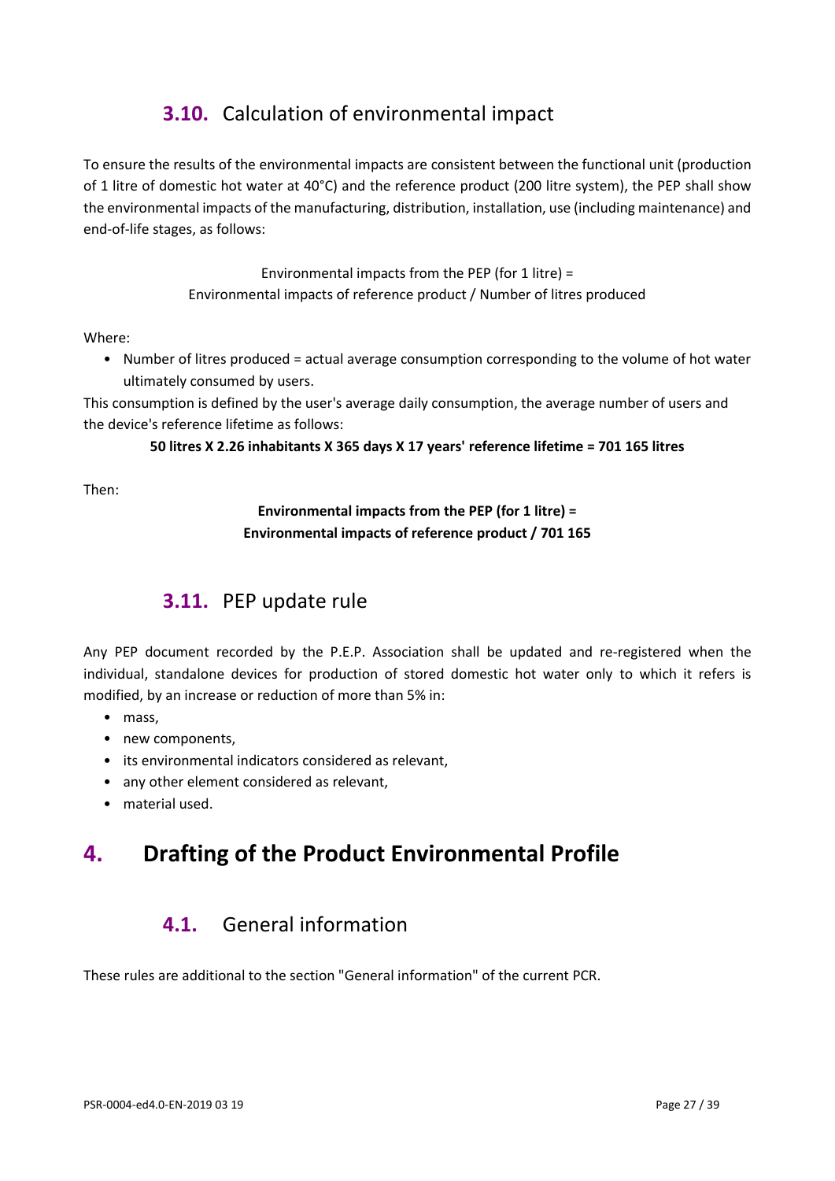### 3.10. Calculation of environmental impact

To ensure the results of the environmental impacts are consistent between the functional unit (production of 1 litre of domestic hot water at 40°C) and the reference product (200 litre system), the PEP shall show the environmental impacts of the manufacturing, distribution, installation, use (including maintenance) and end-of-life stages, as follows:

Environmental impacts from the PEP (for 1 litre) =
Environmental impacts of reference product / Number of litres produced

Where:

- Number of litres produced = actual average consumption corresponding to the volume of hot water ultimately consumed by users.

This consumption is defined by the user's average daily consumption, the average number of users and the device's reference lifetime as follows:

**50 litres X 2.26 inhabitants X 365 days X 17 years' reference lifetime = 701 165 litres**

Then:

**Environmental impacts from the PEP (for 1 litre) =**
**Environmental impacts of reference product / 701 165**

### 3.11. PEP update rule

Any PEP document recorded by the P.E.P. Association shall be updated and re-registered when the individual, standalone devices for production of stored domestic hot water only to which it refers is modified, by an increase or reduction of more than 5% in:

- mass,
- new components,
- its environmental indicators considered as relevant,
- any other element considered as relevant,
- material used.

## 4. Drafting of the Product Environmental Profile

### 4.1. General information

These rules are additional to the section "General information" of the current PCR.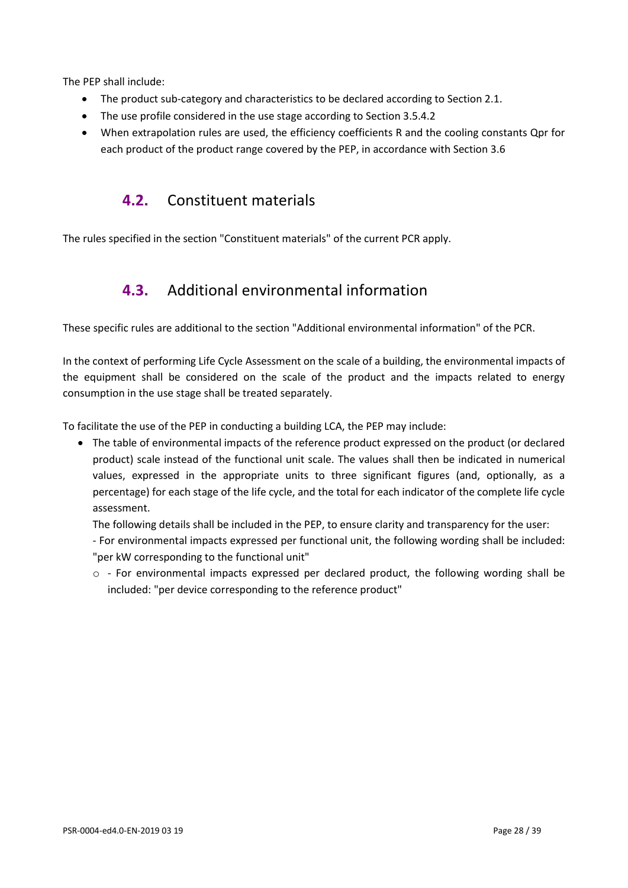The PEP shall include:

- The product sub-category and characteristics to be declared according to Section 2.1.
- The use profile considered in the use stage according to Section 3.5.4.2
- When extrapolation rules are used, the efficiency coefficients R and the cooling constants Qpr for each product of the product range covered by the PEP, in accordance with Section 3.6

## 4.2. Constituent materials

The rules specified in the section "Constituent materials" of the current PCR apply.

## 4.3. Additional environmental information

These specific rules are additional to the section "Additional environmental information" of the PCR.

In the context of performing Life Cycle Assessment on the scale of a building, the environmental impacts of the equipment shall be considered on the scale of the product and the impacts related to energy consumption in the use stage shall be treated separately.

To facilitate the use of the PEP in conducting a building LCA, the PEP may include:

- The table of environmental impacts of the reference product expressed on the product (or declared product) scale instead of the functional unit scale. The values shall then be indicated in numerical values, expressed in the appropriate units to three significant figures (and, optionally, as a percentage) for each stage of the life cycle, and the total for each indicator of the complete life cycle assessment.

  The following details shall be included in the PEP, to ensure clarity and transparency for the user:

  - For environmental impacts expressed per functional unit, the following wording shall be included: "per kW corresponding to the functional unit"

    - \- For environmental impacts expressed per declared product, the following wording shall be included: "per device corresponding to the reference product"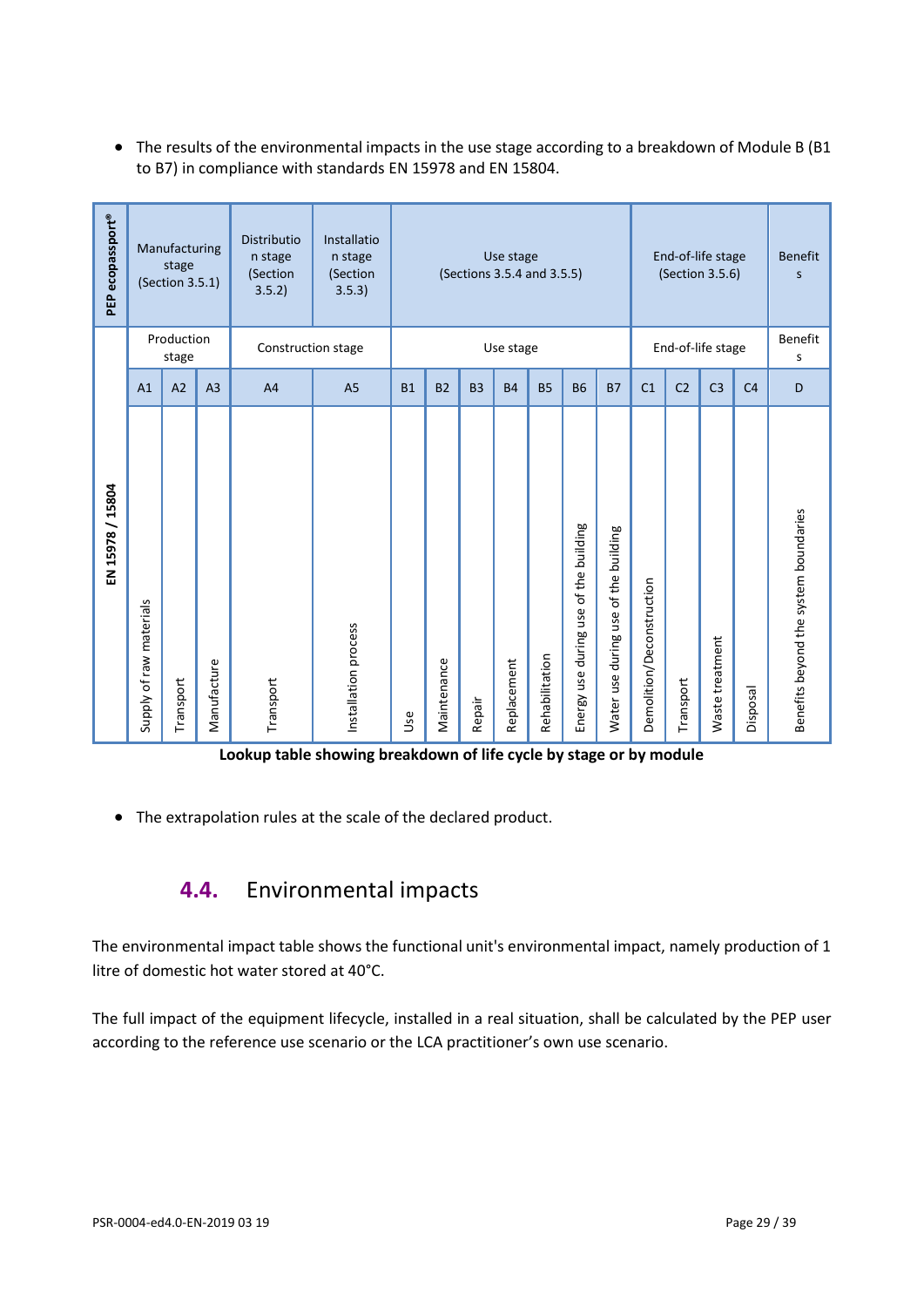- The results of the environmental impacts in the use stage according to a breakdown of Module B (B1 to B7) in compliance with standards EN 15978 and EN 15804.

| PEP ecopassport® | Manufacturing stage (Section 3.5.1) | | | Distribution stage (Section 3.5.2) | Installation stage (Section 3.5.3) | Use stage (Sections 3.5.4 and 3.5.5) | | | | | | | End-of-life stage (Section 3.5.6) | | | | Benefits |
|---|---|---|---|---|---|---|---|---|---|---|---|---|---|---|---|---|---|
| EN 15978 / 15804 | Production stage | | | Construction stage | | Use stage | | | | | | | End-of-life stage | | | | Benefits |
| | A1 | A2 | A3 | A4 | A5 | B1 | B2 | B3 | B4 | B5 | B6 | B7 | C1 | C2 | C3 | C4 | D |
| | Supply of raw materials | Transport | Manufacture | Transport | Installation process | Use | Maintenance | Repair | Replacement | Rehabilitation | Energy use during use of the building | Water use during use of the building | Demolition/Deconstruction | Transport | Waste treatment | Disposal | Benefits beyond the system boundaries |

**Lookup table showing breakdown of life cycle by stage or by module**

- The extrapolation rules at the scale of the declared product.

## 4.4. Environmental impacts

The environmental impact table shows the functional unit's environmental impact, namely production of 1 litre of domestic hot water stored at 40°C.

The full impact of the equipment lifecycle, installed in a real situation, shall be calculated by the PEP user according to the reference use scenario or the LCA practitioner's own use scenario.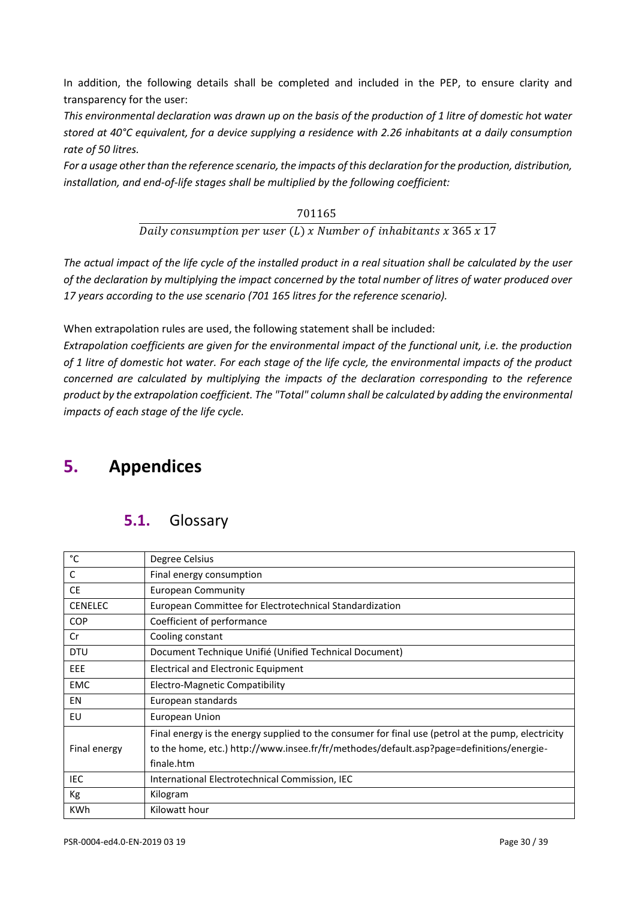In addition, the following details shall be completed and included in the PEP, to ensure clarity and transparency for the user:

*This environmental declaration was drawn up on the basis of the production of 1 litre of domestic hot water stored at 40°C equivalent, for a device supplying a residence with 2.26 inhabitants at a daily consumption rate of 50 litres.*

*For a usage other than the reference scenario, the impacts of this declaration for the production, distribution, installation, and end-of-life stages shall be multiplied by the following coefficient:*

$$\frac{701165}{\text{Daily consumption per user } (L) \ x \ \text{Number of inhabitants } x \ 365 \ x \ 17}$$

*The actual impact of the life cycle of the installed product in a real situation shall be calculated by the user of the declaration by multiplying the impact concerned by the total number of litres of water produced over 17 years according to the use scenario (701 165 litres for the reference scenario).*

When extrapolation rules are used, the following statement shall be included:

*Extrapolation coefficients are given for the environmental impact of the functional unit, i.e. the production of 1 litre of domestic hot water. For each stage of the life cycle, the environmental impacts of the product concerned are calculated by multiplying the impacts of the declaration corresponding to the reference product by the extrapolation coefficient. The "Total" column shall be calculated by adding the environmental impacts of each stage of the life cycle.*

# 5. Appendices

## 5.1. Glossary

| | |
|---|---|
| °C | Degree Celsius |
| C | Final energy consumption |
| CE | European Community |
| CENELEC | European Committee for Electrotechnical Standardization |
| COP | Coefficient of performance |
| Cr | Cooling constant |
| DTU | Document Technique Unifié (Unified Technical Document) |
| EEE | Electrical and Electronic Equipment |
| EMC | Electro-Magnetic Compatibility |
| EN | European standards |
| EU | European Union |
| Final energy | Final energy is the energy supplied to the consumer for final use (petrol at the pump, electricity to the home, etc.) http://www.insee.fr/fr/methodes/default.asp?page=definitions/energie-finale.htm |
| IEC | International Electrotechnical Commission, IEC |
| Kg | Kilogram |
| KWh | Kilowatt hour |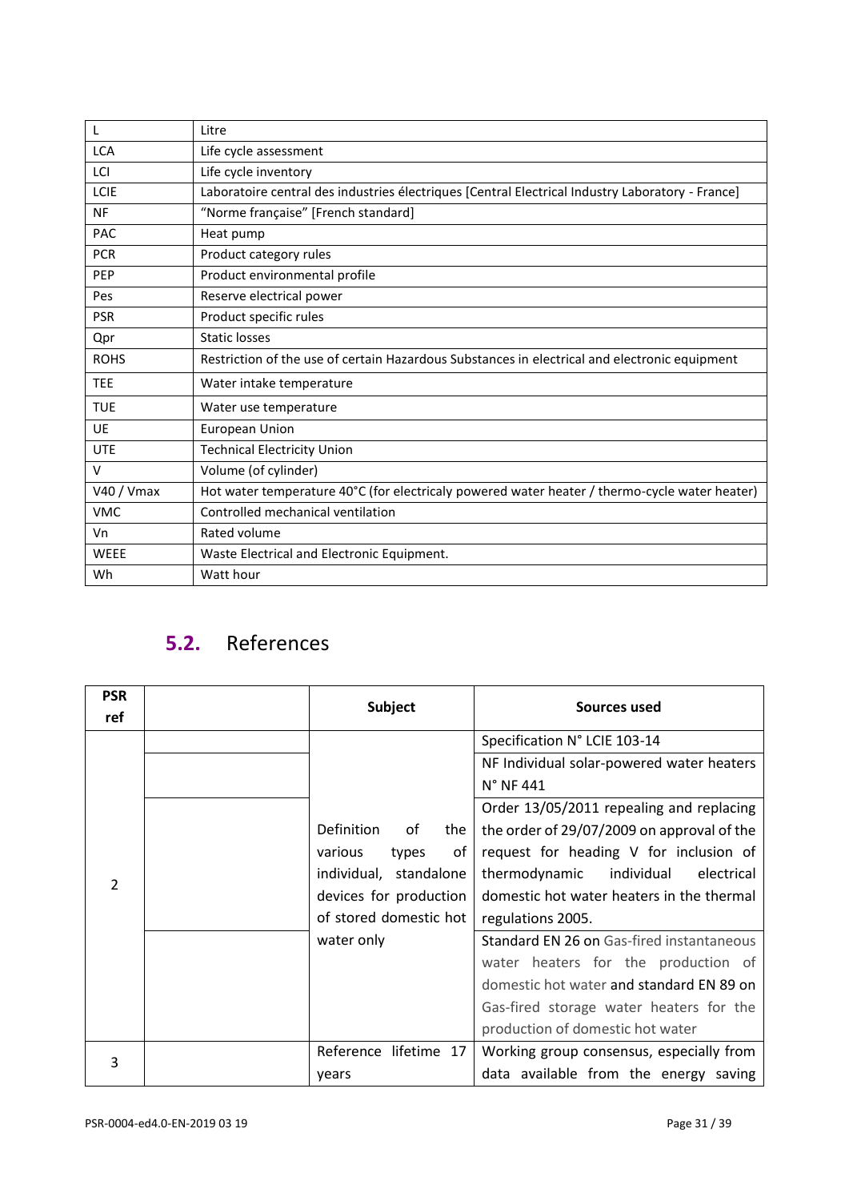| | |
|---|---|
| L | Litre |
| LCA | Life cycle assessment |
| LCI | Life cycle inventory |
| LCIE | Laboratoire central des industries électriques [Central Electrical Industry Laboratory - France] |
| NF | “Norme française” [French standard] |
| PAC | Heat pump |
| PCR | Product category rules |
| PEP | Product environmental profile |
| Pes | Reserve electrical power |
| PSR | Product specific rules |
| Qpr | Static losses |
| ROHS | Restriction of the use of certain Hazardous Substances in electrical and electronic equipment |
| TEE | Water intake temperature |
| TUE | Water use temperature |
| UE | European Union |
| UTE | Technical Electricity Union |
| V | Volume (of cylinder) |
| V40 / Vmax | Hot water temperature 40°C (for electricaly powered water heater / thermo-cycle water heater) |
| VMC | Controlled mechanical ventilation |
| Vn | Rated volume |
| WEEE | Waste Electrical and Electronic Equipment. |
| Wh | Watt hour |

## 5.2. References

| PSR ref | | Subject | Sources used |
|---|---|---|---|
| 2 | | Definition of the various types of individual, standalone devices for production of stored domestic hot water only | Specification N° LCIE 103-14 |
| | | | NF Individual solar-powered water heaters N° NF 441 |
| | | | Order 13/05/2011 repealing and replacing the order of 29/07/2009 on approval of the request for heading V for inclusion of thermodynamic individual electrical domestic hot water heaters in the thermal regulations 2005. |
| | | | Standard EN 26 on Gas-fired instantaneous water heaters for the production of domestic hot water and standard EN 89 on Gas-fired storage water heaters for the production of domestic hot water |
| 3 | | Reference lifetime 17 years | Working group consensus, especially from data available from the energy saving |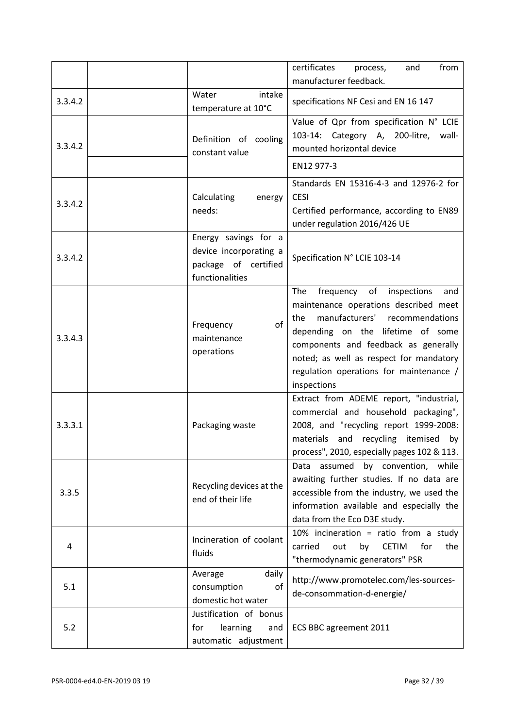|  |  |  | certificates process, and from manufacturer feedback. |
|---|---|---|---|
| 3.3.4.2 |  | Water intake temperature at 10°C | specifications NF Cesi and EN 16 147 |
| 3.3.4.2 |  | Definition of cooling constant value | Value of Qpr from specification N° LCIE 103-14: Category A, 200-litre, wall-mounted horizontal device |
|  |  |  | EN12 977-3 |
| 3.3.4.2 |  | Calculating energy needs: | Standards EN 15316-4-3 and 12976-2 for CESI<br>Certified performance, according to EN89 under regulation 2016/426 UE |
| 3.3.4.2 |  | Energy savings for a device incorporating a package of certified functionalities | Specification N° LCIE 103-14 |
| 3.3.4.3 |  | Frequency of maintenance operations | The frequency of inspections and maintenance operations described meet the manufacturers' recommendations depending on the lifetime of some components and feedback as generally noted; as well as respect for mandatory regulation operations for maintenance / inspections |
| 3.3.3.1 |  | Packaging waste | Extract from ADEME report, "industrial, commercial and household packaging", 2008, and "recycling report 1999-2008: materials and recycling itemised by process", 2010, especially pages 102 & 113. |
| 3.3.5 |  | Recycling devices at the end of their life | Data assumed by convention, while awaiting further studies. If no data are accessible from the industry, we used the information available and especially the data from the Eco D3E study. |
| 4 |  | Incineration of coolant fluids | 10% incineration = ratio from a study carried out by CETIM for the "thermodynamic generators" PSR |
| 5.1 |  | Average daily consumption of domestic hot water | http://www.promotelec.com/les-sources-de-consommation-d-energie/ |
| 5.2 |  | Justification of bonus for learning and automatic adjustment | ECS BBC agreement 2011 |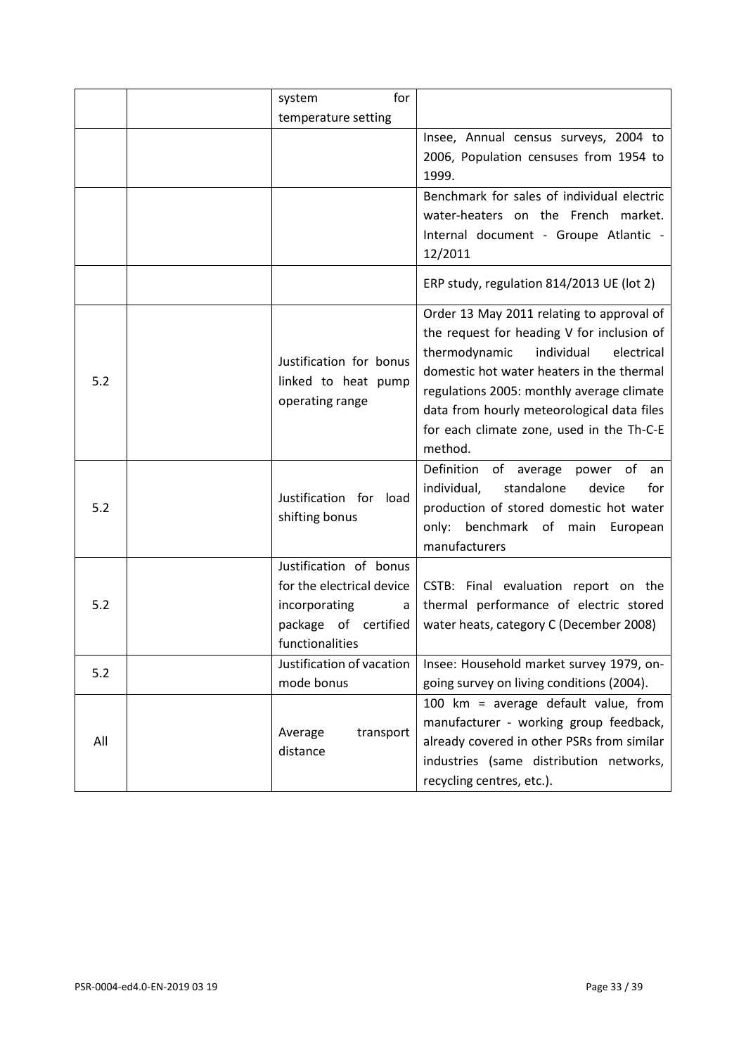| | | | |
|---|---|---|---|
| | | system for temperature setting | |
| | | | Insee, Annual census surveys, 2004 to 2006, Population censuses from 1954 to 1999. |
| | | | Benchmark for sales of individual electric water-heaters on the French market. Internal document - Groupe Atlantic - 12/2011 |
| | | | ERP study, regulation 814/2013 UE (lot 2) |
| 5.2 | | Justification for bonus linked to heat pump operating range | Order 13 May 2011 relating to approval of the request for heading V for inclusion of thermodynamic individual electrical domestic hot water heaters in the thermal regulations 2005: monthly average climate data from hourly meteorological data files for each climate zone, used in the Th-C-E method. |
| 5.2 | | Justification for load shifting bonus | Definition of average power of an individual, standalone device for production of stored domestic hot water only: benchmark of main European manufacturers |
| 5.2 | | Justification of bonus for the electrical device incorporating a package of certified functionalities | CSTB: Final evaluation report on the thermal performance of electric stored water heats, category C (December 2008) |
| 5.2 | | Justification of vacation mode bonus | Insee: Household market survey 1979, on-going survey on living conditions (2004). |
| All | | Average transport distance | 100 km = average default value, from manufacturer - working group feedback, already covered in other PSRs from similar industries (same distribution networks, recycling centres, etc.). |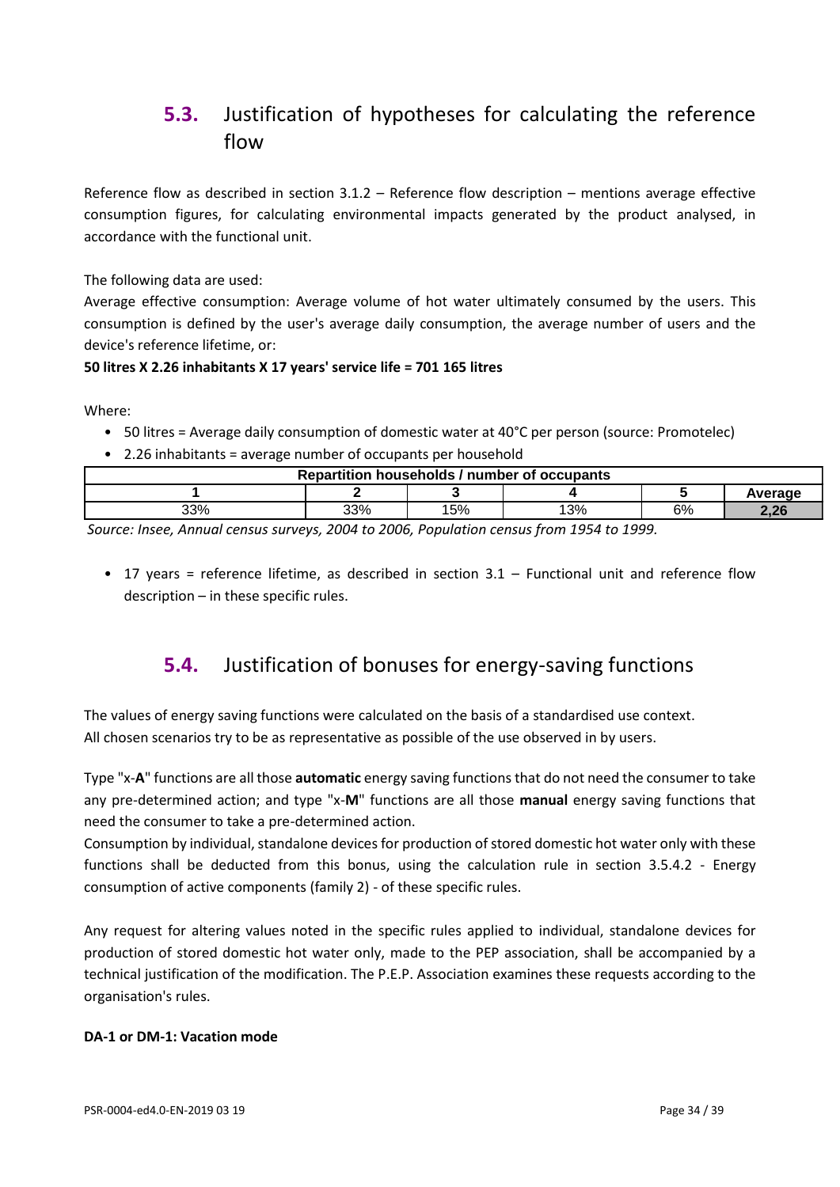## 5.3. Justification of hypotheses for calculating the reference flow

Reference flow as described in section 3.1.2 – Reference flow description – mentions average effective consumption figures, for calculating environmental impacts generated by the product analysed, in accordance with the functional unit.

The following data are used:

Average effective consumption: Average volume of hot water ultimately consumed by the users. This consumption is defined by the user's average daily consumption, the average number of users and the device's reference lifetime, or:

**50 litres X 2.26 inhabitants X 17 years' service life = 701 165 litres**

Where:

- 50 litres = Average daily consumption of domestic water at 40°C per person (source: Promotelec)
- 2.26 inhabitants = average number of occupants per household

| Repartition households / number of occupants | | | | | |
|---|---|---|---|---|---|
| **1** | **2** | **3** | **4** | **5** | **Average** |
| 33% | 33% | 15% | 13% | 6% | **2,26** |

*Source: Insee, Annual census surveys, 2004 to 2006, Population census from 1954 to 1999.*

- 17 years = reference lifetime, as described in section 3.1 – Functional unit and reference flow description – in these specific rules.

## 5.4. Justification of bonuses for energy-saving functions

The values of energy saving functions were calculated on the basis of a standardised use context. All chosen scenarios try to be as representative as possible of the use observed in by users.

Type "x-**A**" functions are all those **automatic** energy saving functions that do not need the consumer to take any pre-determined action; and type "x-**M**" functions are all those **manual** energy saving functions that need the consumer to take a pre-determined action.

Consumption by individual, standalone devices for production of stored domestic hot water only with these functions shall be deducted from this bonus, using the calculation rule in section 3.5.4.2 - Energy consumption of active components (family 2) - of these specific rules.

Any request for altering values noted in the specific rules applied to individual, standalone devices for production of stored domestic hot water only, made to the PEP association, shall be accompanied by a technical justification of the modification. The P.E.P. Association examines these requests according to the organisation's rules.

**DA-1 or DM-1: Vacation mode**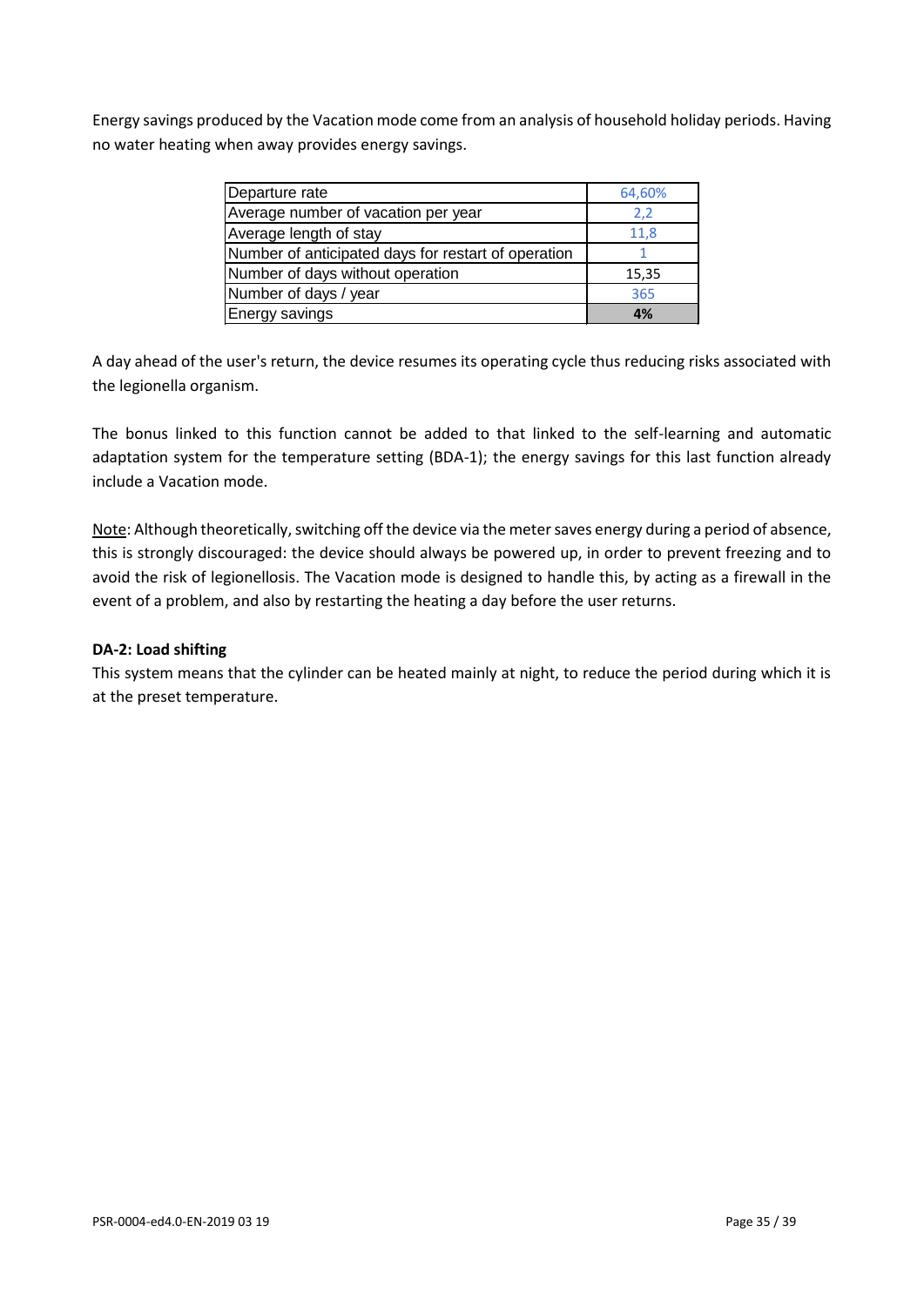Energy savings produced by the Vacation mode come from an analysis of household holiday periods. Having no water heating when away provides energy savings.

| Departure rate | 64,60% |
|---|---|
| Average number of vacation per year | 2,2 |
| Average length of stay | 11,8 |
| Number of anticipated days for restart of operation | 1 |
| Number of days without operation | 15,35 |
| Number of days / year | 365 |
| Energy savings | **4%** |

A day ahead of the user's return, the device resumes its operating cycle thus reducing risks associated with the legionella organism.

The bonus linked to this function cannot be added to that linked to the self-learning and automatic adaptation system for the temperature setting (BDA-1); the energy savings for this last function already include a Vacation mode.

Note: Although theoretically, switching off the device via the meter saves energy during a period of absence, this is strongly discouraged: the device should always be powered up, in order to prevent freezing and to avoid the risk of legionellosis. The Vacation mode is designed to handle this, by acting as a firewall in the event of a problem, and also by restarting the heating a day before the user returns.

**DA-2: Load shifting**

This system means that the cylinder can be heated mainly at night, to reduce the period during which it is at the preset temperature.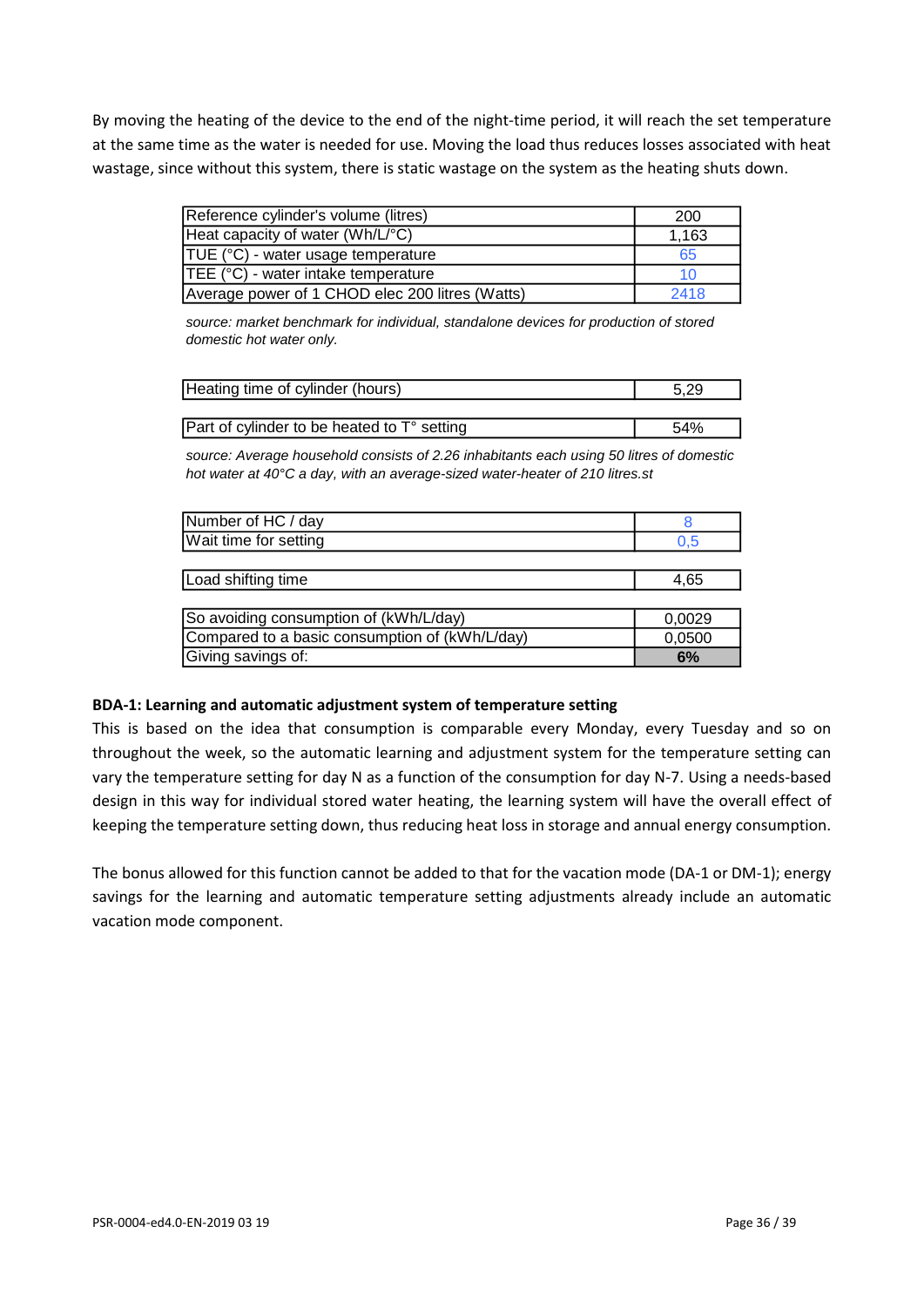By moving the heating of the device to the end of the night-time period, it will reach the set temperature at the same time as the water is needed for use. Moving the load thus reduces losses associated with heat wastage, since without this system, there is static wastage on the system as the heating shuts down.

| | |
|---|---|
| Reference cylinder's volume (litres) | 200 |
| Heat capacity of water (Wh/L/°C) | 1,163 |
| TUE (°C) - water usage temperature | 65 |
| TEE (°C) - water intake temperature | 10 |
| Average power of 1 CHOD elec 200 litres (Watts) | 2418 |

*source: market benchmark for individual, standalone devices for production of stored domestic hot water only.*

| | |
|---|---|
| Heating time of cylinder (hours) | 5,29 |

| | |
|---|---|
| Part of cylinder to be heated to T° setting | 54% |

*source: Average household consists of 2.26 inhabitants each using 50 litres of domestic hot water at 40°C a day, with an average-sized water-heater of 210 litres.st*

| | |
|---|---|
| Number of HC / day | 8 |
| Wait time for setting | 0,5 |

| | |
|---|---|
| Load shifting time | 4,65 |

| | |
|---|---|
| So avoiding consumption of (kWh/L/day) | 0,0029 |
| Compared to a basic consumption of (kWh/L/day) | 0,0500 |
| Giving savings of: | **6%** |

**BDA-1: Learning and automatic adjustment system of temperature setting**

This is based on the idea that consumption is comparable every Monday, every Tuesday and so on throughout the week, so the automatic learning and adjustment system for the temperature setting can vary the temperature setting for day N as a function of the consumption for day N-7. Using a needs-based design in this way for individual stored water heating, the learning system will have the overall effect of keeping the temperature setting down, thus reducing heat loss in storage and annual energy consumption.

The bonus allowed for this function cannot be added to that for the vacation mode (DA-1 or DM-1); energy savings for the learning and automatic temperature setting adjustments already include an automatic vacation mode component.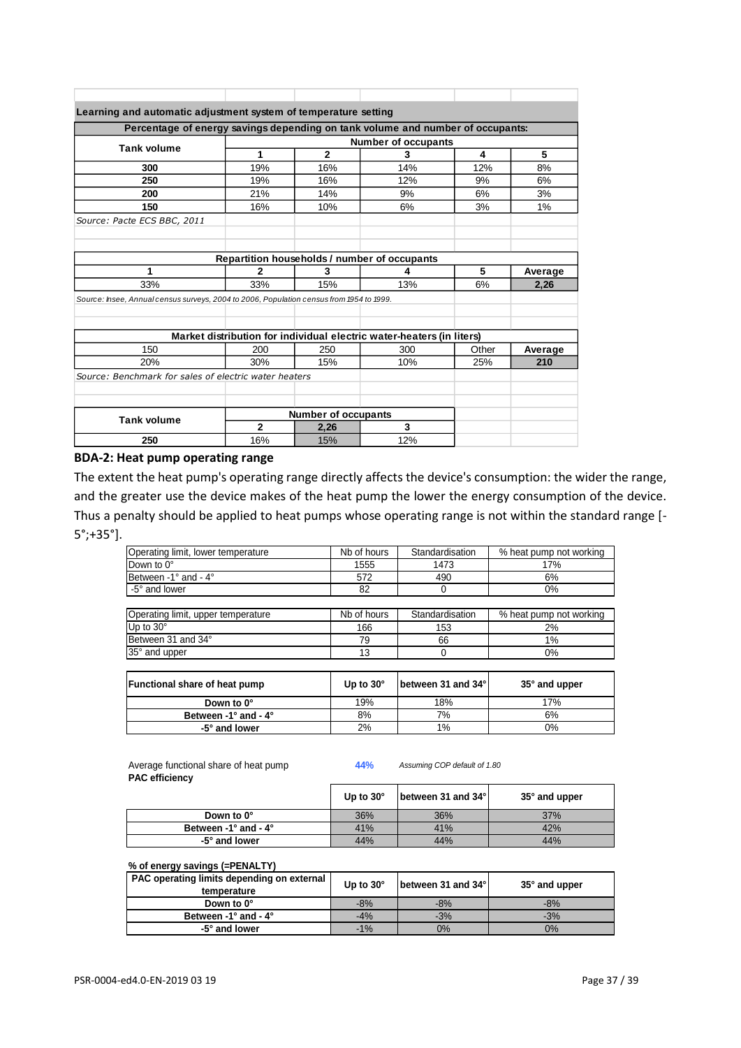**Learning and automatic adjustment system of temperature setting**

| Percentage of energy savings depending on tank volume and number of occupants: | | | | | |
|---|---|---|---|---|---|
| Tank volume | Number of occupants | | | | |
| | 1 | 2 | 3 | 4 | 5 |
| 300 | 19% | 16% | 14% | 12% | 8% |
| 250 | 19% | 16% | 12% | 9% | 6% |
| 200 | 21% | 14% | 9% | 6% | 3% |
| 150 | 16% | 10% | 6% | 3% | 1% |

*Source: Pacte ECS BBC, 2011*

| Repartition households / number of occupants | | | | | |
|---|---|---|---|---|---|
| 1 | 2 | 3 | 4 | 5 | Average |
| 33% | 33% | 15% | 13% | 6% | 2,26 |

*Source: Insee, Annual census surveys, 2004 to 2006, Population census from 1954 to 1999.*

| Market distribution for individual electric water-heaters (in liters) | | | | | |
|---|---|---|---|---|---|
| 150 | 200 | 250 | 300 | Other | Average |
| 20% | 30% | 15% | 10% | 25% | 210 |

*Source: Benchmark for sales of electric water heaters*

| Tank volume | Number of occupants | | |
|---|---|---|---|
| | 2 | 2,26 | 3 |
| 250 | 16% | 15% | 12% |

**BDA-2: Heat pump operating range**

The extent the heat pump's operating range directly affects the device's consumption: the wider the range, and the greater use the device makes of the heat pump the lower the energy consumption of the device. Thus a penalty should be applied to heat pumps whose operating range is not within the standard range [-5°;+35°].

| Operating limit, lower temperature | Nb of hours | Standardisation | % heat pump not working |
|---|---|---|---|
| Down to 0° | 1555 | 1473 | 17% |
| Between -1° and - 4° | 572 | 490 | 6% |
| -5° and lower | 82 | 0 | 0% |

| Operating limit, upper temperature | Nb of hours | Standardisation | % heat pump not working |
|---|---|---|---|
| Up to 30° | 166 | 153 | 2% |
| Between 31 and 34° | 79 | 66 | 1% |
| 35° and upper | 13 | 0 | 0% |

| Functional share of heat pump | Up to 30° | between 31 and 34° | 35° and upper |
|---|---|---|---|
| Down to 0° | 19% | 18% | 17% |
| Between -1° and - 4° | 8% | 7% | 6% |
| -5° and lower | 2% | 1% | 0% |

Average functional share of heat pump **44%** *Assuming COP default of 1.80*

**PAC efficiency**

| | Up to 30° | between 31 and 34° | 35° and upper |
|---|---|---|---|
| Down to 0° | 36% | 36% | 37% |
| Between -1° and - 4° | 41% | 41% | 42% |
| -5° and lower | 44% | 44% | 44% |

**% of energy savings (=PENALTY)**

| PAC operating limits depending on external temperature | Up to 30° | between 31 and 34° | 35° and upper |
|---|---|---|---|
| Down to 0° | -8% | -8% | -8% |
| Between -1° and - 4° | -4% | -3% | -3% |
| -5° and lower | -1% | 0% | 0% |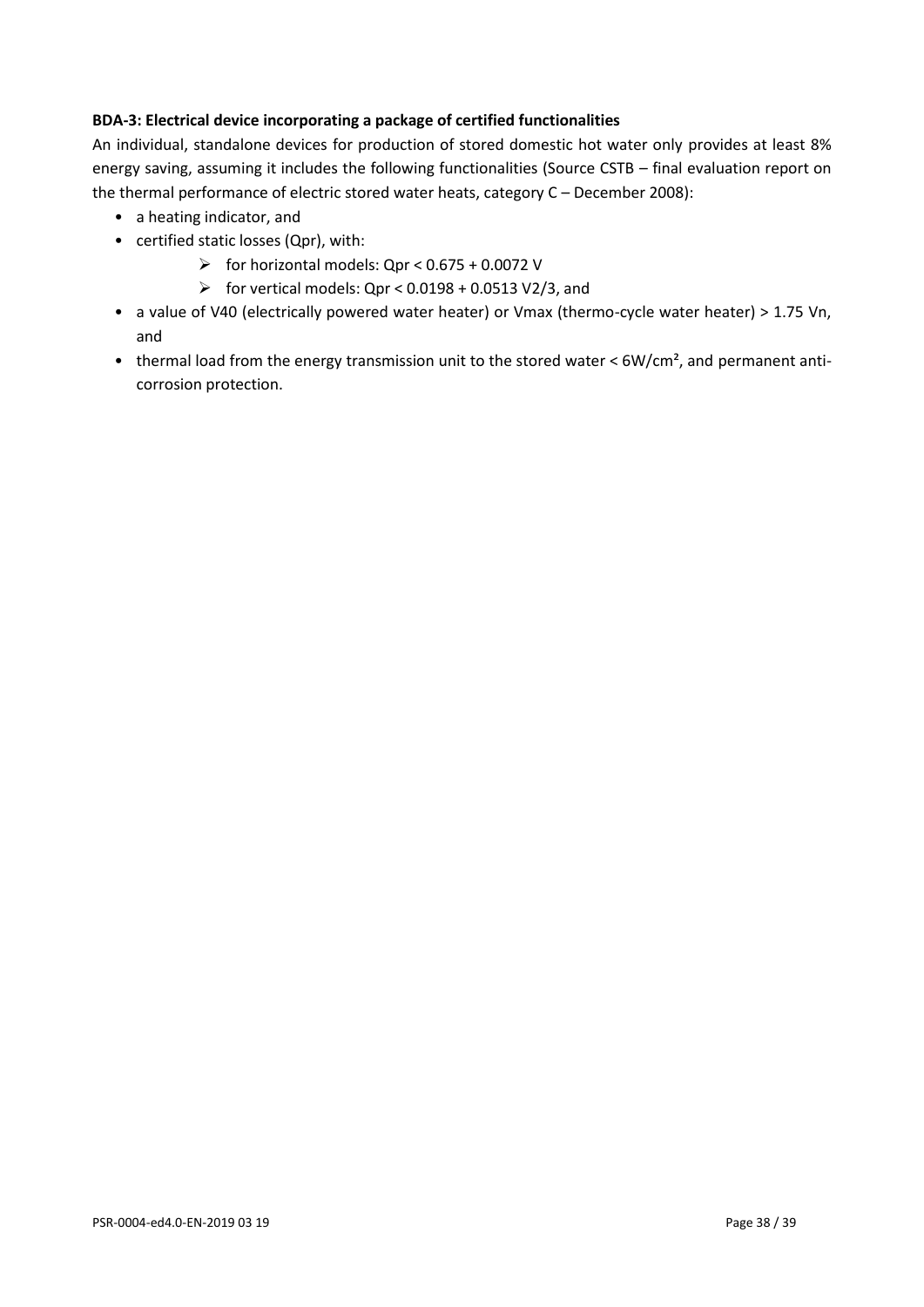**BDA-3: Electrical device incorporating a package of certified functionalities**

An individual, standalone devices for production of stored domestic hot water only provides at least 8% energy saving, assuming it includes the following functionalities (Source CSTB – final evaluation report on the thermal performance of electric stored water heats, category C – December 2008):

- a heating indicator, and
- certified static losses (Qpr), with:
  - for horizontal models: $Qpr < 0.675 + 0.0072\ V$
  - for vertical models: $Qpr < 0.0198 + 0.0513\ V2/3$, and
- a value of V40 (electrically powered water heater) or Vmax (thermo-cycle water heater) > 1.75 Vn, and
- thermal load from the energy transmission unit to the stored water < $6W/cm^2$, and permanent anti-corrosion protection.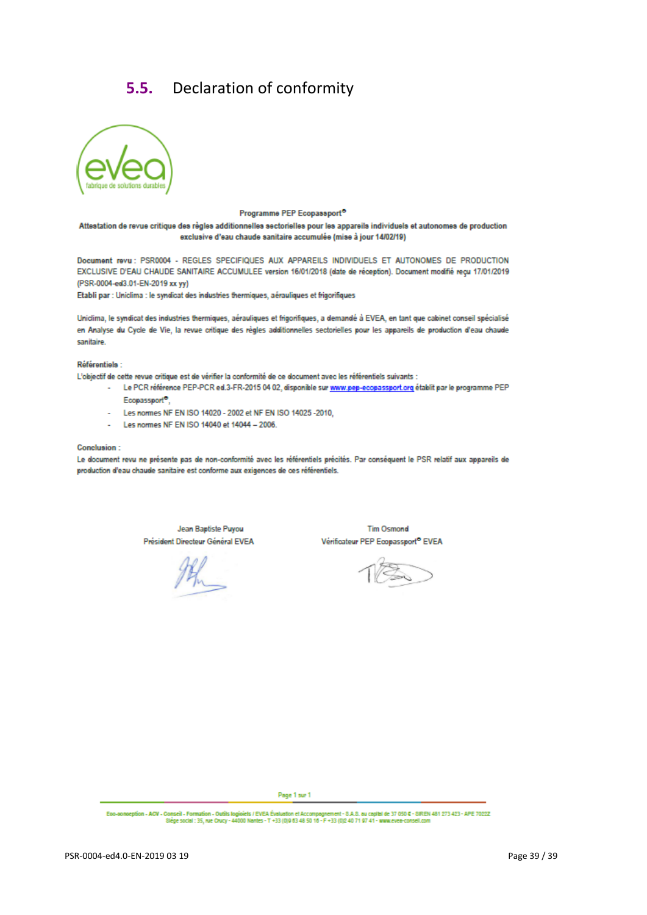## 5.5. Declaration of conformity

evea
fabrique de solutions durables

**Programme PEP Ecopassport®**

**Attestation de revue critique des règles additionnelles sectorielles pour les appareils individuels et autonomes de production exclusive d'eau chaude sanitaire accumulée (mise à jour 14/02/19)**

**Document revu** : PSR0004 - REGLES SPECIFIQUES AUX APPAREILS INDIVIDUELS ET AUTONOMES DE PRODUCTION EXCLUSIVE D'EAU CHAUDE SANITAIRE ACCUMULEE version 16/01/2018 (date de réception). Document modifié reçu 17/01/2019 (PSR-0004-ed3.01-EN-2019 xx yy)

**Etabli par** : Uniclima : le syndicat des industries thermiques, aérauliques et frigorifiques

Uniclima, le syndicat des industries thermiques, aérauliques et frigorifiques, a demandé à EVEA, en tant que cabinet conseil spécialisé en Analyse du Cycle de Vie, la revue critique des règles additionnelles sectorielles pour les appareils de production d'eau chaude sanitaire.

**Référentiels** :

L'objectif de cette revue critique est de vérifier la conformité de ce document avec les référentiels suivants :

- Le PCR référence PEP-PCR ed.3-FR-2015 04 02, disponible sur www.pep-ecopassport.org établit par le programme PEP Ecopassport®,
- Les normes NF EN ISO 14020 - 2002 et NF EN ISO 14025 -2010,
- Les normes NF EN ISO 14040 et 14044 – 2006.

**Conclusion** :

Le document revu ne présente pas de non-conformité avec les référentiels précités. Par conséquent le PSR relatif aux appareils de production d'eau chaude sanitaire est conforme aux exigences de ces référentiels.

Jean Baptiste Puyou
Président Directeur Général EVEA

Tim Osmond
Vérificateur PEP Ecopassport® EVEA

Page 1 sur 1

Eco-conception - ACV - Conseil - Formation - Outils logiciels / EVEA Évaluation et Accompagnement - S.A.S. au capital de 37 050 € - SIREN 481 273 423 - APE 7022Z
Siège social : 35, rue Crucy - 44000 Nantes - T +33 (0)9 63 48 50 18 - F +33 (0)2 40 71 97 41 - www.evea-conseil.com